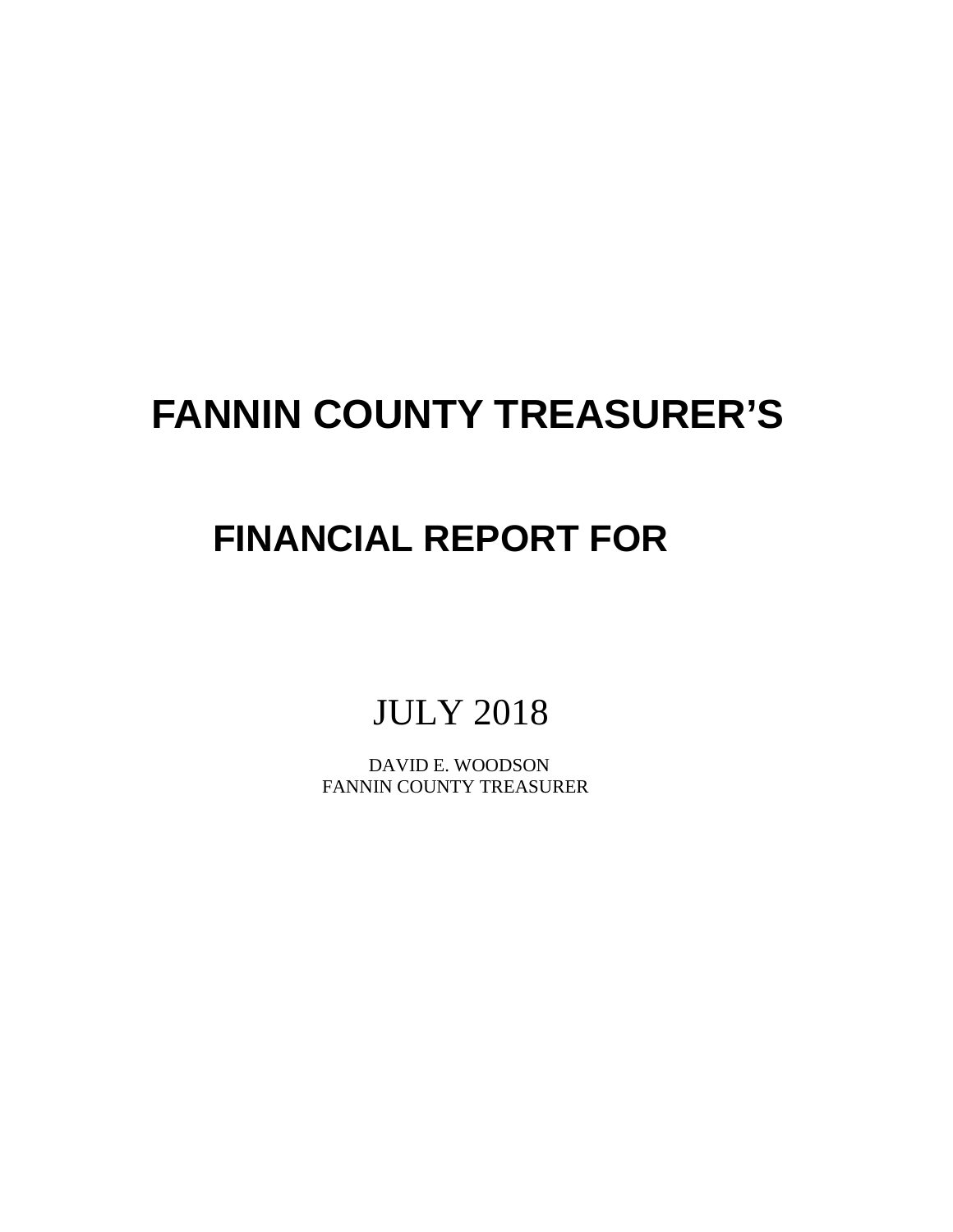# FANNIN COUNTY TREASURER'S

# FINANCIAL REPORT FOR

JULY 2018

DAVID E. WOODSON
FANNIN COUNTY TREASURER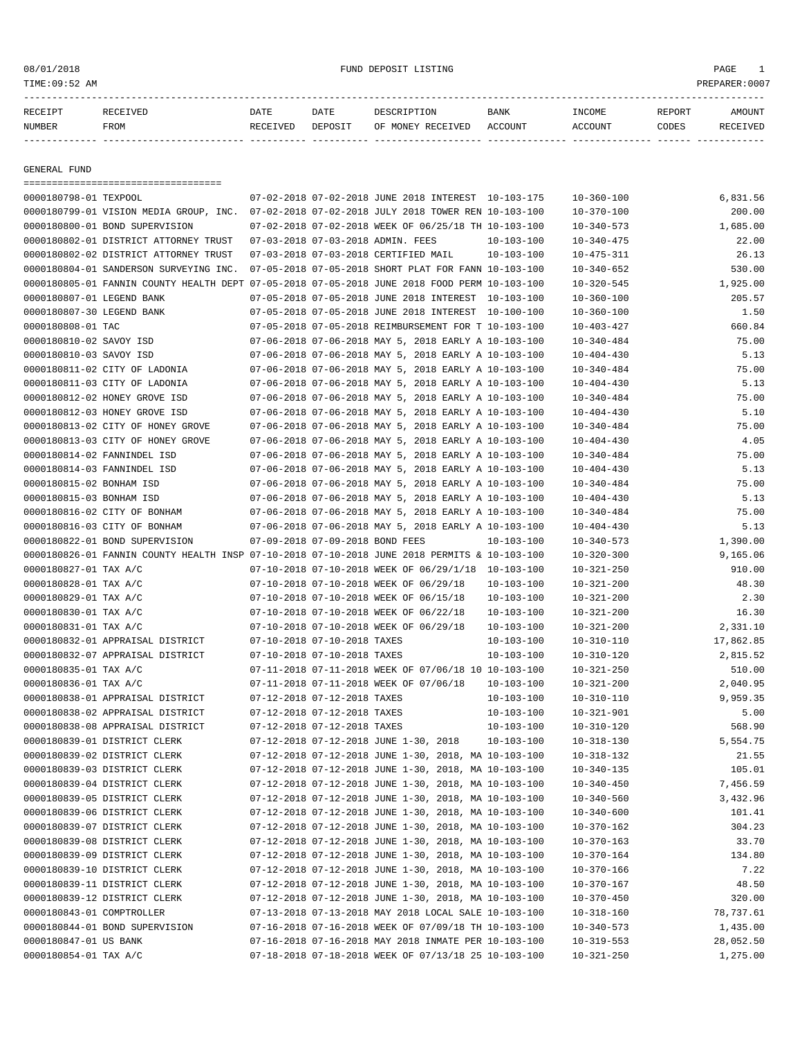08/01/2018 FUND DEPOSIT LISTING

TIME:09:52 AM PREPARER:0007

| RECEIPT NUMBER | RECEIVED FROM | DATE RECEIVED | DATE DEPOSIT | DESCRIPTION OF MONEY RECEIVED | BANK ACCOUNT | INCOME ACCOUNT | REPORT CODES | AMOUNT RECEIVED |
|---|---|---|---|---|---|---|---|---|
| **GENERAL FUND** | | | | | | | | |
| 0000180798-01 | TEXPOOL | 07-02-2018 | 07-02-2018 | JUNE 2018 INTEREST | 10-103-175 | 10-360-100 | | 6,831.56 |
| 0000180799-01 | VISION MEDIA GROUP, INC. | 07-02-2018 | 07-02-2018 | JULY 2018 TOWER REN | 10-103-100 | 10-370-100 | | 200.00 |
| 0000180800-01 | BOND SUPERVISION | 07-02-2018 | 07-02-2018 | WEEK OF 06/25/18 TH | 10-103-100 | 10-340-573 | | 1,685.00 |
| 0000180802-01 | DISTRICT ATTORNEY TRUST | 07-03-2018 | 07-03-2018 | ADMIN. FEES | 10-103-100 | 10-340-475 | | 22.00 |
| 0000180802-02 | DISTRICT ATTORNEY TRUST | 07-03-2018 | 07-03-2018 | CERTIFIED MAIL | 10-103-100 | 10-475-311 | | 26.13 |
| 0000180804-01 | SANDERSON SURVEYING INC. | 07-05-2018 | 07-05-2018 | SHORT PLAT FOR FANN | 10-103-100 | 10-340-652 | | 530.00 |
| 0000180805-01 | FANNIN COUNTY HEALTH DEPT | 07-05-2018 | 07-05-2018 | JUNE 2018 FOOD PERM | 10-103-100 | 10-320-545 | | 1,925.00 |
| 0000180807-01 | LEGEND BANK | 07-05-2018 | 07-05-2018 | JUNE 2018 INTEREST | 10-103-100 | 10-360-100 | | 205.57 |
| 0000180807-30 | LEGEND BANK | 07-05-2018 | 07-05-2018 | JUNE 2018 INTEREST | 10-100-100 | 10-360-100 | | 1.50 |
| 0000180808-01 | TAC | 07-05-2018 | 07-05-2018 | REIMBURSEMENT FOR T | 10-103-100 | 10-403-427 | | 660.84 |
| 0000180810-02 | SAVOY ISD | 07-06-2018 | 07-06-2018 | MAY 5, 2018 EARLY A | 10-103-100 | 10-340-484 | | 75.00 |
| 0000180810-03 | SAVOY ISD | 07-06-2018 | 07-06-2018 | MAY 5, 2018 EARLY A | 10-103-100 | 10-404-430 | | 5.13 |
| 0000180811-02 | CITY OF LADONIA | 07-06-2018 | 07-06-2018 | MAY 5, 2018 EARLY A | 10-103-100 | 10-340-484 | | 75.00 |
| 0000180811-03 | CITY OF LADONIA | 07-06-2018 | 07-06-2018 | MAY 5, 2018 EARLY A | 10-103-100 | 10-404-430 | | 5.13 |
| 0000180812-02 | HONEY GROVE ISD | 07-06-2018 | 07-06-2018 | MAY 5, 2018 EARLY A | 10-103-100 | 10-340-484 | | 75.00 |
| 0000180812-03 | HONEY GROVE ISD | 07-06-2018 | 07-06-2018 | MAY 5, 2018 EARLY A | 10-103-100 | 10-404-430 | | 5.10 |
| 0000180813-02 | CITY OF HONEY GROVE | 07-06-2018 | 07-06-2018 | MAY 5, 2018 EARLY A | 10-103-100 | 10-340-484 | | 75.00 |
| 0000180813-03 | CITY OF HONEY GROVE | 07-06-2018 | 07-06-2018 | MAY 5, 2018 EARLY A | 10-103-100 | 10-404-430 | | 4.05 |
| 0000180814-02 | FANNINDEL ISD | 07-06-2018 | 07-06-2018 | MAY 5, 2018 EARLY A | 10-103-100 | 10-340-484 | | 75.00 |
| 0000180814-03 | FANNINDEL ISD | 07-06-2018 | 07-06-2018 | MAY 5, 2018 EARLY A | 10-103-100 | 10-404-430 | | 5.13 |
| 0000180815-02 | BONHAM ISD | 07-06-2018 | 07-06-2018 | MAY 5, 2018 EARLY A | 10-103-100 | 10-340-484 | | 75.00 |
| 0000180815-03 | BONHAM ISD | 07-06-2018 | 07-06-2018 | MAY 5, 2018 EARLY A | 10-103-100 | 10-404-430 | | 5.13 |
| 0000180816-02 | CITY OF BONHAM | 07-06-2018 | 07-06-2018 | MAY 5, 2018 EARLY A | 10-103-100 | 10-340-484 | | 75.00 |
| 0000180816-03 | CITY OF BONHAM | 07-06-2018 | 07-06-2018 | MAY 5, 2018 EARLY A | 10-103-100 | 10-404-430 | | 5.13 |
| 0000180822-01 | BOND SUPERVISION | 07-09-2018 | 07-09-2018 | BOND FEES | 10-103-100 | 10-340-573 | | 1,390.00 |
| 0000180826-01 | FANNIN COUNTY HEALTH INSP | 07-10-2018 | 07-10-2018 | JUNE 2018 PERMITS & | 10-103-100 | 10-320-300 | | 9,165.06 |
| 0000180827-01 | TAX A/C | 07-10-2018 | 07-10-2018 | WEEK OF 06/29/1/18 | 10-103-100 | 10-321-250 | | 910.00 |
| 0000180828-01 | TAX A/C | 07-10-2018 | 07-10-2018 | WEEK OF 06/29/18 | 10-103-100 | 10-321-200 | | 48.30 |
| 0000180829-01 | TAX A/C | 07-10-2018 | 07-10-2018 | WEEK OF 06/15/18 | 10-103-100 | 10-321-200 | | 2.30 |
| 0000180830-01 | TAX A/C | 07-10-2018 | 07-10-2018 | WEEK OF 06/22/18 | 10-103-100 | 10-321-200 | | 16.30 |
| 0000180831-01 | TAX A/C | 07-10-2018 | 07-10-2018 | WEEK OF 06/29/18 | 10-103-100 | 10-321-200 | | 2,331.10 |
| 0000180832-01 | APPRAISAL DISTRICT | 07-10-2018 | 07-10-2018 | TAXES | 10-103-100 | 10-310-110 | | 17,862.85 |
| 0000180832-07 | APPRAISAL DISTRICT | 07-10-2018 | 07-10-2018 | TAXES | 10-103-100 | 10-310-120 | | 2,815.52 |
| 0000180835-01 | TAX A/C | 07-11-2018 | 07-11-2018 | WEEK OF 07/06/18 10 | 10-103-100 | 10-321-250 | | 510.00 |
| 0000180836-01 | TAX A/C | 07-11-2018 | 07-11-2018 | WEEK OF 07/06/18 | 10-103-100 | 10-321-200 | | 2,040.95 |
| 0000180838-01 | APPRAISAL DISTRICT | 07-12-2018 | 07-12-2018 | TAXES | 10-103-100 | 10-310-110 | | 9,959.35 |
| 0000180838-02 | APPRAISAL DISTRICT | 07-12-2018 | 07-12-2018 | TAXES | 10-103-100 | 10-321-901 | | 5.00 |
| 0000180838-08 | APPRAISAL DISTRICT | 07-12-2018 | 07-12-2018 | TAXES | 10-103-100 | 10-310-120 | | 568.90 |
| 0000180839-01 | DISTRICT CLERK | 07-12-2018 | 07-12-2018 | JUNE 1-30, 2018 | 10-103-100 | 10-318-130 | | 5,554.75 |
| 0000180839-02 | DISTRICT CLERK | 07-12-2018 | 07-12-2018 | JUNE 1-30, 2018, MA | 10-103-100 | 10-318-132 | | 21.55 |
| 0000180839-03 | DISTRICT CLERK | 07-12-2018 | 07-12-2018 | JUNE 1-30, 2018, MA | 10-103-100 | 10-340-135 | | 105.01 |
| 0000180839-04 | DISTRICT CLERK | 07-12-2018 | 07-12-2018 | JUNE 1-30, 2018, MA | 10-103-100 | 10-340-450 | | 7,456.59 |
| 0000180839-05 | DISTRICT CLERK | 07-12-2018 | 07-12-2018 | JUNE 1-30, 2018, MA | 10-103-100 | 10-340-560 | | 3,432.96 |
| 0000180839-06 | DISTRICT CLERK | 07-12-2018 | 07-12-2018 | JUNE 1-30, 2018, MA | 10-103-100 | 10-340-600 | | 101.41 |
| 0000180839-07 | DISTRICT CLERK | 07-12-2018 | 07-12-2018 | JUNE 1-30, 2018, MA | 10-103-100 | 10-370-162 | | 304.23 |
| 0000180839-08 | DISTRICT CLERK | 07-12-2018 | 07-12-2018 | JUNE 1-30, 2018, MA | 10-103-100 | 10-370-163 | | 33.70 |
| 0000180839-09 | DISTRICT CLERK | 07-12-2018 | 07-12-2018 | JUNE 1-30, 2018, MA | 10-103-100 | 10-370-164 | | 134.80 |
| 0000180839-10 | DISTRICT CLERK | 07-12-2018 | 07-12-2018 | JUNE 1-30, 2018, MA | 10-103-100 | 10-370-166 | | 7.22 |
| 0000180839-11 | DISTRICT CLERK | 07-12-2018 | 07-12-2018 | JUNE 1-30, 2018, MA | 10-103-100 | 10-370-167 | | 48.50 |
| 0000180839-12 | DISTRICT CLERK | 07-12-2018 | 07-12-2018 | JUNE 1-30, 2018, MA | 10-103-100 | 10-370-450 | | 320.00 |
| 0000180843-01 | COMPTROLLER | 07-13-2018 | 07-13-2018 | MAY 2018 LOCAL SALE | 10-103-100 | 10-318-160 | | 78,737.61 |
| 0000180844-01 | BOND SUPERVISION | 07-16-2018 | 07-16-2018 | WEEK OF 07/09/18 TH | 10-103-100 | 10-340-573 | | 1,435.00 |
| 0000180847-01 | US BANK | 07-16-2018 | 07-16-2018 | MAY 2018 INMATE PER | 10-103-100 | 10-319-553 | | 28,052.50 |
| 0000180854-01 | TAX A/C | 07-18-2018 | 07-18-2018 | WEEK OF 07/13/18 25 | 10-103-100 | 10-321-250 | | 1,275.00 |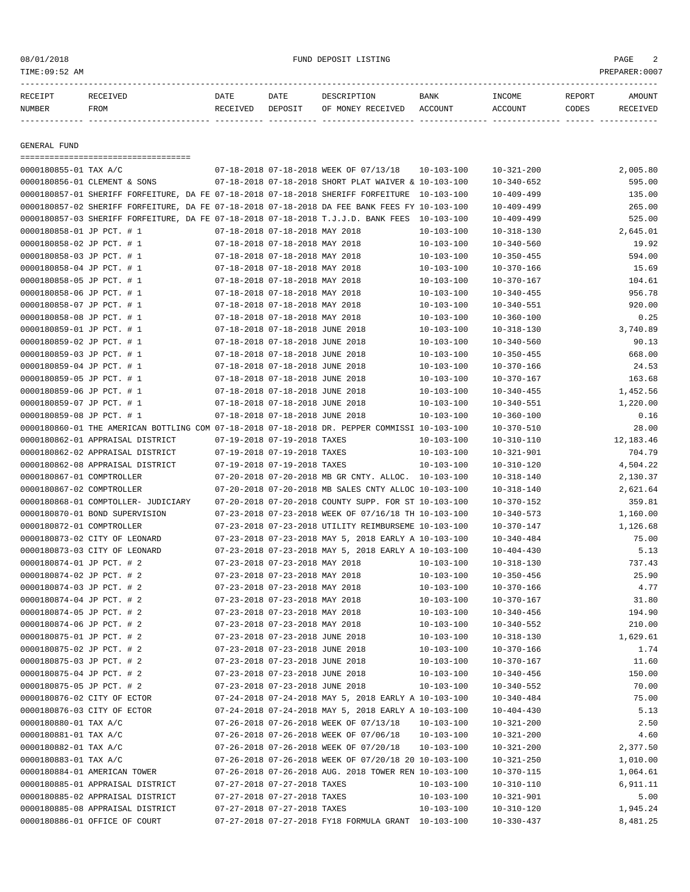| RECEIPT NUMBER | RECEIVED FROM | DATE RECEIVED | DATE DEPOSIT | DESCRIPTION OF MONEY RECEIVED | BANK ACCOUNT | INCOME ACCOUNT | REPORT CODES | AMOUNT RECEIVED |
|---|---|---|---|---|---|---|---|---|

## GENERAL FUND

| RECEIPT NUMBER | RECEIVED FROM | DATE RECEIVED | DATE DEPOSIT | DESCRIPTION OF MONEY RECEIVED | BANK ACCOUNT | INCOME ACCOUNT | REPORT CODES | AMOUNT RECEIVED |
|---|---|---|---|---|---|---|---|---|
| 0000180855-01 | TAX A/C | 07-18-2018 | 07-18-2018 | WEEK OF 07/13/18 | 10-103-100 | 10-321-200 | | 2,005.80 |
| 0000180856-01 | CLEMENT & SONS | 07-18-2018 | 07-18-2018 | SHORT PLAT WAIVER & | 10-103-100 | 10-340-652 | | 595.00 |
| 0000180857-01 | SHERIFF FORFEITURE, DA FE | 07-18-2018 | 07-18-2018 | SHERIFF FORFEITURE | 10-103-100 | 10-409-499 | | 135.00 |
| 0000180857-02 | SHERIFF FORFEITURE, DA FE | 07-18-2018 | 07-18-2018 | DA FEE BANK FEES FY | 10-103-100 | 10-409-499 | | 265.00 |
| 0000180857-03 | SHERIFF FORFEITURE, DA FE | 07-18-2018 | 07-18-2018 | T.J.J.D. BANK FEES | 10-103-100 | 10-409-499 | | 525.00 |
| 0000180858-01 | JP PCT. # 1 | 07-18-2018 | 07-18-2018 | MAY 2018 | 10-103-100 | 10-318-130 | | 2,645.01 |
| 0000180858-02 | JP PCT. # 1 | 07-18-2018 | 07-18-2018 | MAY 2018 | 10-103-100 | 10-340-560 | | 19.92 |
| 0000180858-03 | JP PCT. # 1 | 07-18-2018 | 07-18-2018 | MAY 2018 | 10-103-100 | 10-350-455 | | 594.00 |
| 0000180858-04 | JP PCT. # 1 | 07-18-2018 | 07-18-2018 | MAY 2018 | 10-103-100 | 10-370-166 | | 15.69 |
| 0000180858-05 | JP PCT. # 1 | 07-18-2018 | 07-18-2018 | MAY 2018 | 10-103-100 | 10-370-167 | | 104.61 |
| 0000180858-06 | JP PCT. # 1 | 07-18-2018 | 07-18-2018 | MAY 2018 | 10-103-100 | 10-340-455 | | 956.78 |
| 0000180858-07 | JP PCT. # 1 | 07-18-2018 | 07-18-2018 | MAY 2018 | 10-103-100 | 10-340-551 | | 920.00 |
| 0000180858-08 | JP PCT. # 1 | 07-18-2018 | 07-18-2018 | MAY 2018 | 10-103-100 | 10-360-100 | | 0.25 |
| 0000180859-01 | JP PCT. # 1 | 07-18-2018 | 07-18-2018 | JUNE 2018 | 10-103-100 | 10-318-130 | | 3,740.89 |
| 0000180859-02 | JP PCT. # 1 | 07-18-2018 | 07-18-2018 | JUNE 2018 | 10-103-100 | 10-340-560 | | 90.13 |
| 0000180859-03 | JP PCT. # 1 | 07-18-2018 | 07-18-2018 | JUNE 2018 | 10-103-100 | 10-350-455 | | 668.00 |
| 0000180859-04 | JP PCT. # 1 | 07-18-2018 | 07-18-2018 | JUNE 2018 | 10-103-100 | 10-370-166 | | 24.53 |
| 0000180859-05 | JP PCT. # 1 | 07-18-2018 | 07-18-2018 | JUNE 2018 | 10-103-100 | 10-370-167 | | 163.68 |
| 0000180859-06 | JP PCT. # 1 | 07-18-2018 | 07-18-2018 | JUNE 2018 | 10-103-100 | 10-340-455 | | 1,452.56 |
| 0000180859-07 | JP PCT. # 1 | 07-18-2018 | 07-18-2018 | JUNE 2018 | 10-103-100 | 10-340-551 | | 1,220.00 |
| 0000180859-08 | JP PCT. # 1 | 07-18-2018 | 07-18-2018 | JUNE 2018 | 10-103-100 | 10-360-100 | | 0.16 |
| 0000180860-01 | THE AMERICAN BOTTLING COM | 07-18-2018 | 07-18-2018 | DR. PEPPER COMMISSI | 10-103-100 | 10-370-510 | | 28.00 |
| 0000180862-01 | APPRAISAL DISTRICT | 07-19-2018 | 07-19-2018 | TAXES | 10-103-100 | 10-310-110 | | 12,183.46 |
| 0000180862-02 | APPRAISAL DISTRICT | 07-19-2018 | 07-19-2018 | TAXES | 10-103-100 | 10-321-901 | | 704.79 |
| 0000180862-08 | APPRAISAL DISTRICT | 07-19-2018 | 07-19-2018 | TAXES | 10-103-100 | 10-310-120 | | 4,504.22 |
| 0000180867-01 | COMPTROLLER | 07-20-2018 | 07-20-2018 | MB GR CNTY. ALLOC. | 10-103-100 | 10-318-140 | | 2,130.37 |
| 0000180867-02 | COMPTROLLER | 07-20-2018 | 07-20-2018 | MB SALES CNTY ALLOC | 10-103-100 | 10-318-140 | | 2,621.64 |
| 0000180868-01 | COMPTROLLER- JUDICIARY | 07-20-2018 | 07-20-2018 | COUNTY SUPP. FOR ST | 10-103-100 | 10-370-152 | | 359.81 |
| 0000180870-01 | BOND SUPERVISION | 07-23-2018 | 07-23-2018 | WEEK OF 07/16/18 TH | 10-103-100 | 10-340-573 | | 1,160.00 |
| 0000180872-01 | COMPTROLLER | 07-23-2018 | 07-23-2018 | UTILITY REIMBURSEME | 10-103-100 | 10-370-147 | | 1,126.68 |
| 0000180873-02 | CITY OF LEONARD | 07-23-2018 | 07-23-2018 | MAY 5, 2018 EARLY A | 10-103-100 | 10-340-484 | | 75.00 |
| 0000180873-03 | CITY OF LEONARD | 07-23-2018 | 07-23-2018 | MAY 5, 2018 EARLY A | 10-103-100 | 10-404-430 | | 5.13 |
| 0000180874-01 | JP PCT. # 2 | 07-23-2018 | 07-23-2018 | MAY 2018 | 10-103-100 | 10-318-130 | | 737.43 |
| 0000180874-02 | JP PCT. # 2 | 07-23-2018 | 07-23-2018 | MAY 2018 | 10-103-100 | 10-350-456 | | 25.90 |
| 0000180874-03 | JP PCT. # 2 | 07-23-2018 | 07-23-2018 | MAY 2018 | 10-103-100 | 10-370-166 | | 4.77 |
| 0000180874-04 | JP PCT. # 2 | 07-23-2018 | 07-23-2018 | MAY 2018 | 10-103-100 | 10-370-167 | | 31.80 |
| 0000180874-05 | JP PCT. # 2 | 07-23-2018 | 07-23-2018 | MAY 2018 | 10-103-100 | 10-340-456 | | 194.90 |
| 0000180874-06 | JP PCT. # 2 | 07-23-2018 | 07-23-2018 | MAY 2018 | 10-103-100 | 10-340-552 | | 210.00 |
| 0000180875-01 | JP PCT. # 2 | 07-23-2018 | 07-23-2018 | JUNE 2018 | 10-103-100 | 10-318-130 | | 1,629.61 |
| 0000180875-02 | JP PCT. # 2 | 07-23-2018 | 07-23-2018 | JUNE 2018 | 10-103-100 | 10-370-166 | | 1.74 |
| 0000180875-03 | JP PCT. # 2 | 07-23-2018 | 07-23-2018 | JUNE 2018 | 10-103-100 | 10-370-167 | | 11.60 |
| 0000180875-04 | JP PCT. # 2 | 07-23-2018 | 07-23-2018 | JUNE 2018 | 10-103-100 | 10-340-456 | | 150.00 |
| 0000180875-05 | JP PCT. # 2 | 07-23-2018 | 07-23-2018 | JUNE 2018 | 10-103-100 | 10-340-552 | | 70.00 |
| 0000180876-02 | CITY OF ECTOR | 07-24-2018 | 07-24-2018 | MAY 5, 2018 EARLY A | 10-103-100 | 10-340-484 | | 75.00 |
| 0000180876-03 | CITY OF ECTOR | 07-24-2018 | 07-24-2018 | MAY 5, 2018 EARLY A | 10-103-100 | 10-404-430 | | 5.13 |
| 0000180880-01 | TAX A/C | 07-26-2018 | 07-26-2018 | WEEK OF 07/13/18 | 10-103-100 | 10-321-200 | | 2.50 |
| 0000180881-01 | TAX A/C | 07-26-2018 | 07-26-2018 | WEEK OF 07/06/18 | 10-103-100 | 10-321-200 | | 4.60 |
| 0000180882-01 | TAX A/C | 07-26-2018 | 07-26-2018 | WEEK OF 07/20/18 | 10-103-100 | 10-321-200 | | 2,377.50 |
| 0000180883-01 | TAX A/C | 07-26-2018 | 07-26-2018 | WEEK OF 07/20/18 20 | 10-103-100 | 10-321-250 | | 1,010.00 |
| 0000180884-01 | AMERICAN TOWER | 07-26-2018 | 07-26-2018 | AUG. 2018 TOWER REN | 10-103-100 | 10-370-115 | | 1,064.61 |
| 0000180885-01 | APPRAISAL DISTRICT | 07-27-2018 | 07-27-2018 | TAXES | 10-103-100 | 10-310-110 | | 6,911.11 |
| 0000180885-02 | APPRAISAL DISTRICT | 07-27-2018 | 07-27-2018 | TAXES | 10-103-100 | 10-321-901 | | 5.00 |
| 0000180885-08 | APPRAISAL DISTRICT | 07-27-2018 | 07-27-2018 | TAXES | 10-103-100 | 10-310-120 | | 1,945.24 |
| 0000180886-01 | OFFICE OF COURT | 07-27-2018 | 07-27-2018 | FY18 FORMULA GRANT | 10-103-100 | 10-330-437 | | 8,481.25 |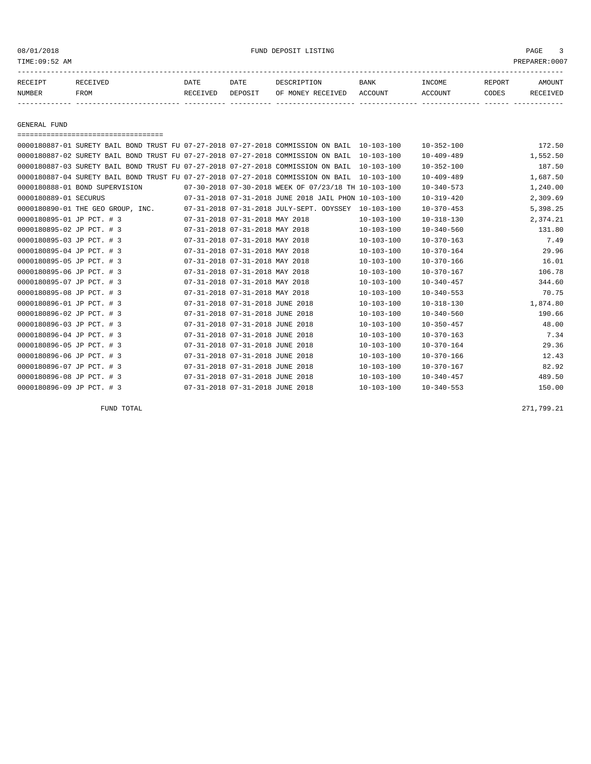08/01/2018 FUND DEPOSIT LISTING
TIME:09:52 AM PREPARER:0007

| RECEIPT NUMBER | RECEIVED FROM | DATE RECEIVED | DATE DEPOSIT | DESCRIPTION OF MONEY RECEIVED | BANK ACCOUNT | INCOME ACCOUNT | REPORT CODES | AMOUNT RECEIVED |
|---|---|---|---|---|---|---|---|---|

## GENERAL FUND

| RECEIPT NUMBER | RECEIVED FROM | DATE RECEIVED | DATE DEPOSIT | DESCRIPTION OF MONEY RECEIVED | BANK ACCOUNT | INCOME ACCOUNT | REPORT CODES | AMOUNT RECEIVED |
|---|---|---|---|---|---|---|---|---|
| 0000180887-01 | SURETY BAIL BOND TRUST FU | 07-27-2018 | 07-27-2018 | COMMISSION ON BAIL | 10-103-100 | 10-352-100 | | 172.50 |
| 0000180887-02 | SURETY BAIL BOND TRUST FU | 07-27-2018 | 07-27-2018 | COMMISSION ON BAIL | 10-103-100 | 10-409-489 | | 1,552.50 |
| 0000180887-03 | SURETY BAIL BOND TRUST FU | 07-27-2018 | 07-27-2018 | COMMISSION ON BAIL | 10-103-100 | 10-352-100 | | 187.50 |
| 0000180887-04 | SURETY BAIL BOND TRUST FU | 07-27-2018 | 07-27-2018 | COMMISSION ON BAIL | 10-103-100 | 10-409-489 | | 1,687.50 |
| 0000180888-01 | BOND SUPERVISION | 07-30-2018 | 07-30-2018 | WEEK OF 07/23/18 TH | 10-103-100 | 10-340-573 | | 1,240.00 |
| 0000180889-01 | SECURUS | 07-31-2018 | 07-31-2018 | JUNE 2018 JAIL PHON | 10-103-100 | 10-319-420 | | 2,309.69 |
| 0000180890-01 | THE GEO GROUP, INC. | 07-31-2018 | 07-31-2018 | JULY-SEPT. ODYSSEY | 10-103-100 | 10-370-453 | | 5,398.25 |
| 0000180895-01 | JP PCT. # 3 | 07-31-2018 | 07-31-2018 | MAY 2018 | 10-103-100 | 10-318-130 | | 2,374.21 |
| 0000180895-02 | JP PCT. # 3 | 07-31-2018 | 07-31-2018 | MAY 2018 | 10-103-100 | 10-340-560 | | 131.80 |
| 0000180895-03 | JP PCT. # 3 | 07-31-2018 | 07-31-2018 | MAY 2018 | 10-103-100 | 10-370-163 | | 7.49 |
| 0000180895-04 | JP PCT. # 3 | 07-31-2018 | 07-31-2018 | MAY 2018 | 10-103-100 | 10-370-164 | | 29.96 |
| 0000180895-05 | JP PCT. # 3 | 07-31-2018 | 07-31-2018 | MAY 2018 | 10-103-100 | 10-370-166 | | 16.01 |
| 0000180895-06 | JP PCT. # 3 | 07-31-2018 | 07-31-2018 | MAY 2018 | 10-103-100 | 10-370-167 | | 106.78 |
| 0000180895-07 | JP PCT. # 3 | 07-31-2018 | 07-31-2018 | MAY 2018 | 10-103-100 | 10-340-457 | | 344.60 |
| 0000180895-08 | JP PCT. # 3 | 07-31-2018 | 07-31-2018 | MAY 2018 | 10-103-100 | 10-340-553 | | 70.75 |
| 0000180896-01 | JP PCT. # 3 | 07-31-2018 | 07-31-2018 | JUNE 2018 | 10-103-100 | 10-318-130 | | 1,874.80 |
| 0000180896-02 | JP PCT. # 3 | 07-31-2018 | 07-31-2018 | JUNE 2018 | 10-103-100 | 10-340-560 | | 190.66 |
| 0000180896-03 | JP PCT. # 3 | 07-31-2018 | 07-31-2018 | JUNE 2018 | 10-103-100 | 10-350-457 | | 48.00 |
| 0000180896-04 | JP PCT. # 3 | 07-31-2018 | 07-31-2018 | JUNE 2018 | 10-103-100 | 10-370-163 | | 7.34 |
| 0000180896-05 | JP PCT. # 3 | 07-31-2018 | 07-31-2018 | JUNE 2018 | 10-103-100 | 10-370-164 | | 29.36 |
| 0000180896-06 | JP PCT. # 3 | 07-31-2018 | 07-31-2018 | JUNE 2018 | 10-103-100 | 10-370-166 | | 12.43 |
| 0000180896-07 | JP PCT. # 3 | 07-31-2018 | 07-31-2018 | JUNE 2018 | 10-103-100 | 10-370-167 | | 82.92 |
| 0000180896-08 | JP PCT. # 3 | 07-31-2018 | 07-31-2018 | JUNE 2018 | 10-103-100 | 10-340-457 | | 489.50 |
| 0000180896-09 | JP PCT. # 3 | 07-31-2018 | 07-31-2018 | JUNE 2018 | 10-103-100 | 10-340-553 | | 150.00 |

FUND TOTAL 271,799.21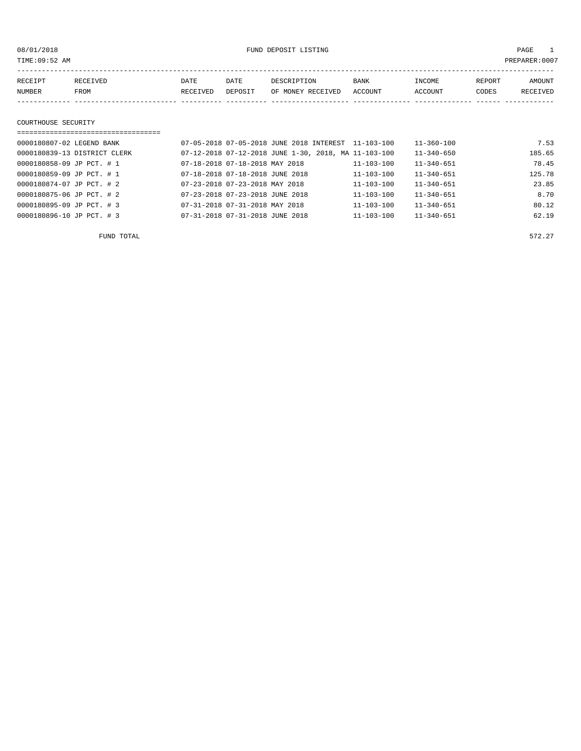08/01/2018 FUND DEPOSIT LISTING

TIME:09:52 AM PREPARER:0007

| RECEIPT NUMBER | RECEIVED FROM | DATE RECEIVED | DATE DEPOSIT | DESCRIPTION OF MONEY RECEIVED | BANK ACCOUNT | INCOME ACCOUNT | REPORT CODES | AMOUNT RECEIVED |
|---|---|---|---|---|---|---|---|---|

## COURTHOUSE SECURITY

| RECEIPT NUMBER | RECEIVED FROM | DATE RECEIVED | DATE DEPOSIT | DESCRIPTION OF MONEY RECEIVED | BANK ACCOUNT | INCOME ACCOUNT | REPORT CODES | AMOUNT RECEIVED |
|---|---|---|---|---|---|---|---|---|
| 0000180807-02 | LEGEND BANK | 07-05-2018 | 07-05-2018 | JUNE 2018 INTEREST | 11-103-100 | 11-360-100 | | 7.53 |
| 0000180839-13 | DISTRICT CLERK | 07-12-2018 | 07-12-2018 | JUNE 1-30, 2018, MA | 11-103-100 | 11-340-650 | | 185.65 |
| 0000180858-09 | JP PCT. # 1 | 07-18-2018 | 07-18-2018 | MAY 2018 | 11-103-100 | 11-340-651 | | 78.45 |
| 0000180859-09 | JP PCT. # 1 | 07-18-2018 | 07-18-2018 | JUNE 2018 | 11-103-100 | 11-340-651 | | 125.78 |
| 0000180874-07 | JP PCT. # 2 | 07-23-2018 | 07-23-2018 | MAY 2018 | 11-103-100 | 11-340-651 | | 23.85 |
| 0000180875-06 | JP PCT. # 2 | 07-23-2018 | 07-23-2018 | JUNE 2018 | 11-103-100 | 11-340-651 | | 8.70 |
| 0000180895-09 | JP PCT. # 3 | 07-31-2018 | 07-31-2018 | MAY 2018 | 11-103-100 | 11-340-651 | | 80.12 |
| 0000180896-10 | JP PCT. # 3 | 07-31-2018 | 07-31-2018 | JUNE 2018 | 11-103-100 | 11-340-651 | | 62.19 |

FUND TOTAL 572.27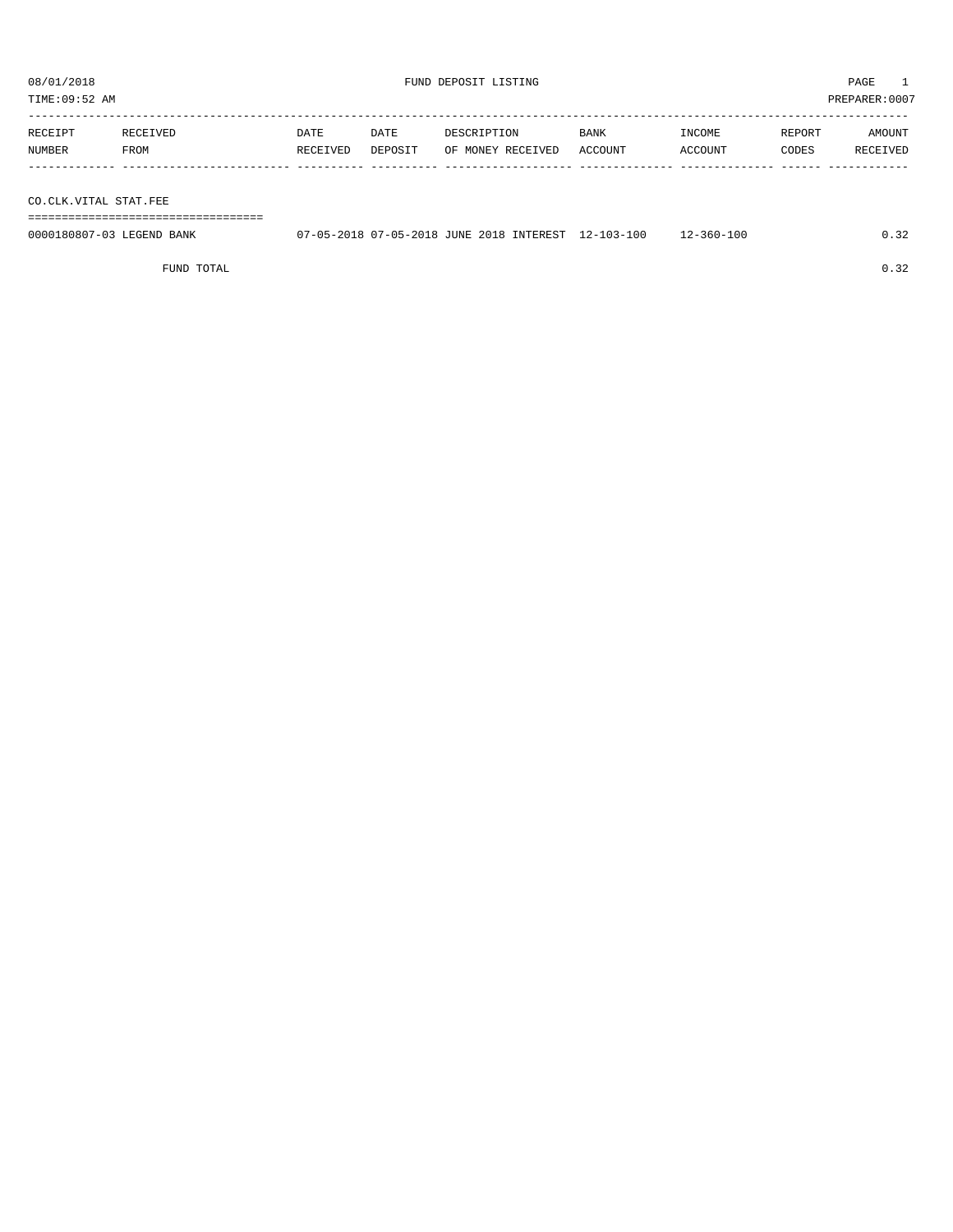# FUND DEPOSIT LISTING

08/01/2018
TIME:09:52 AM
PREPARER:0007

| RECEIPT NUMBER | RECEIVED FROM | DATE RECEIVED | DATE DEPOSIT | DESCRIPTION OF MONEY RECEIVED | BANK ACCOUNT | INCOME ACCOUNT | REPORT CODES | AMOUNT RECEIVED |
|---|---|---|---|---|---|---|---|---|
| **CO.CLK.VITAL STAT.FEE** | | | | | | | | |
| 0000180807-03 | LEGEND BANK | 07-05-2018 | 07-05-2018 | JUNE 2018 INTEREST | 12-103-100 | 12-360-100 | | 0.32 |
| | FUND TOTAL | | | | | | | 0.32 |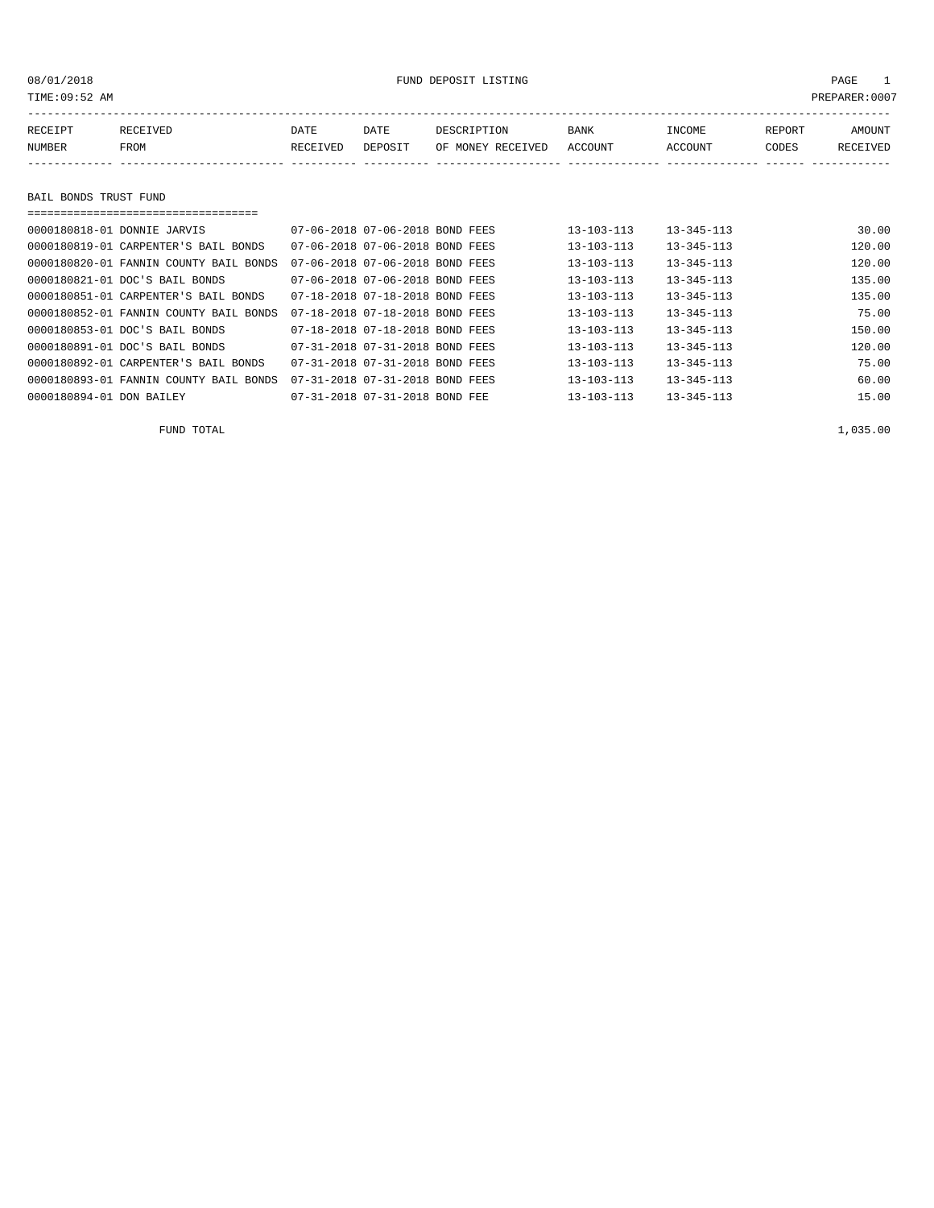FUND DEPOSIT LISTING

TIME:09:52 AM PREPARER:0007

| RECEIPT NUMBER | RECEIVED FROM | DATE RECEIVED | DATE DEPOSIT | DESCRIPTION OF MONEY RECEIVED | BANK ACCOUNT | INCOME ACCOUNT | REPORT CODES | AMOUNT RECEIVED |
|---|---|---|---|---|---|---|---|---|

## BAIL BONDS TRUST FUND

| RECEIPT NUMBER | RECEIVED FROM | DATE RECEIVED | DATE DEPOSIT | DESCRIPTION OF MONEY RECEIVED | BANK ACCOUNT | INCOME ACCOUNT | REPORT CODES | AMOUNT RECEIVED |
|---|---|---|---|---|---|---|---|---|
| 0000180818-01 | DONNIE JARVIS | 07-06-2018 | 07-06-2018 | BOND FEES | 13-103-113 | 13-345-113 | | 30.00 |
| 0000180819-01 | CARPENTER'S BAIL BONDS | 07-06-2018 | 07-06-2018 | BOND FEES | 13-103-113 | 13-345-113 | | 120.00 |
| 0000180820-01 | FANNIN COUNTY BAIL BONDS | 07-06-2018 | 07-06-2018 | BOND FEES | 13-103-113 | 13-345-113 | | 120.00 |
| 0000180821-01 | DOC'S BAIL BONDS | 07-06-2018 | 07-06-2018 | BOND FEES | 13-103-113 | 13-345-113 | | 135.00 |
| 0000180851-01 | CARPENTER'S BAIL BONDS | 07-18-2018 | 07-18-2018 | BOND FEES | 13-103-113 | 13-345-113 | | 135.00 |
| 0000180852-01 | FANNIN COUNTY BAIL BONDS | 07-18-2018 | 07-18-2018 | BOND FEES | 13-103-113 | 13-345-113 | | 75.00 |
| 0000180853-01 | DOC'S BAIL BONDS | 07-18-2018 | 07-18-2018 | BOND FEES | 13-103-113 | 13-345-113 | | 150.00 |
| 0000180891-01 | DOC'S BAIL BONDS | 07-31-2018 | 07-31-2018 | BOND FEES | 13-103-113 | 13-345-113 | | 120.00 |
| 0000180892-01 | CARPENTER'S BAIL BONDS | 07-31-2018 | 07-31-2018 | BOND FEES | 13-103-113 | 13-345-113 | | 75.00 |
| 0000180893-01 | FANNIN COUNTY BAIL BONDS | 07-31-2018 | 07-31-2018 | BOND FEES | 13-103-113 | 13-345-113 | | 60.00 |
| 0000180894-01 | DON BAILEY | 07-31-2018 | 07-31-2018 | BOND FEE | 13-103-113 | 13-345-113 | | 15.00 |

FUND TOTAL 1,035.00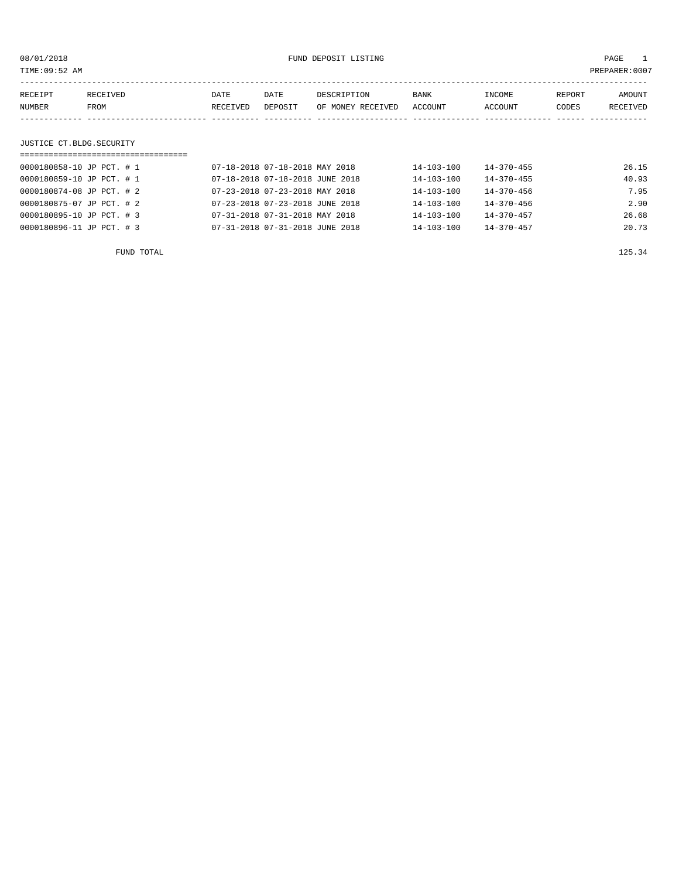08/01/2018 FUND DEPOSIT LISTING

TIME:09:52 AM PREPARER:0007

| RECEIPT NUMBER | RECEIVED FROM | DATE RECEIVED | DATE DEPOSIT | DESCRIPTION OF MONEY RECEIVED | BANK ACCOUNT | INCOME ACCOUNT | REPORT CODES | AMOUNT RECEIVED |
|---|---|---|---|---|---|---|---|---|

## JUSTICE CT.BLDG.SECURITY

| RECEIPT NUMBER | RECEIVED FROM | DATE RECEIVED | DATE DEPOSIT | DESCRIPTION OF MONEY RECEIVED | BANK ACCOUNT | INCOME ACCOUNT | REPORT CODES | AMOUNT RECEIVED |
|---|---|---|---|---|---|---|---|---|
| 0000180858-10 | JP PCT. # 1 | 07-18-2018 | 07-18-2018 | MAY 2018 | 14-103-100 | 14-370-455 | | 26.15 |
| 0000180859-10 | JP PCT. # 1 | 07-18-2018 | 07-18-2018 | JUNE 2018 | 14-103-100 | 14-370-455 | | 40.93 |
| 0000180874-08 | JP PCT. # 2 | 07-23-2018 | 07-23-2018 | MAY 2018 | 14-103-100 | 14-370-456 | | 7.95 |
| 0000180875-07 | JP PCT. # 2 | 07-23-2018 | 07-23-2018 | JUNE 2018 | 14-103-100 | 14-370-456 | | 2.90 |
| 0000180895-10 | JP PCT. # 3 | 07-31-2018 | 07-31-2018 | MAY 2018 | 14-103-100 | 14-370-457 | | 26.68 |
| 0000180896-11 | JP PCT. # 3 | 07-31-2018 | 07-31-2018 | JUNE 2018 | 14-103-100 | 14-370-457 | | 20.73 |
| | FUND TOTAL | | | | | | | 125.34 |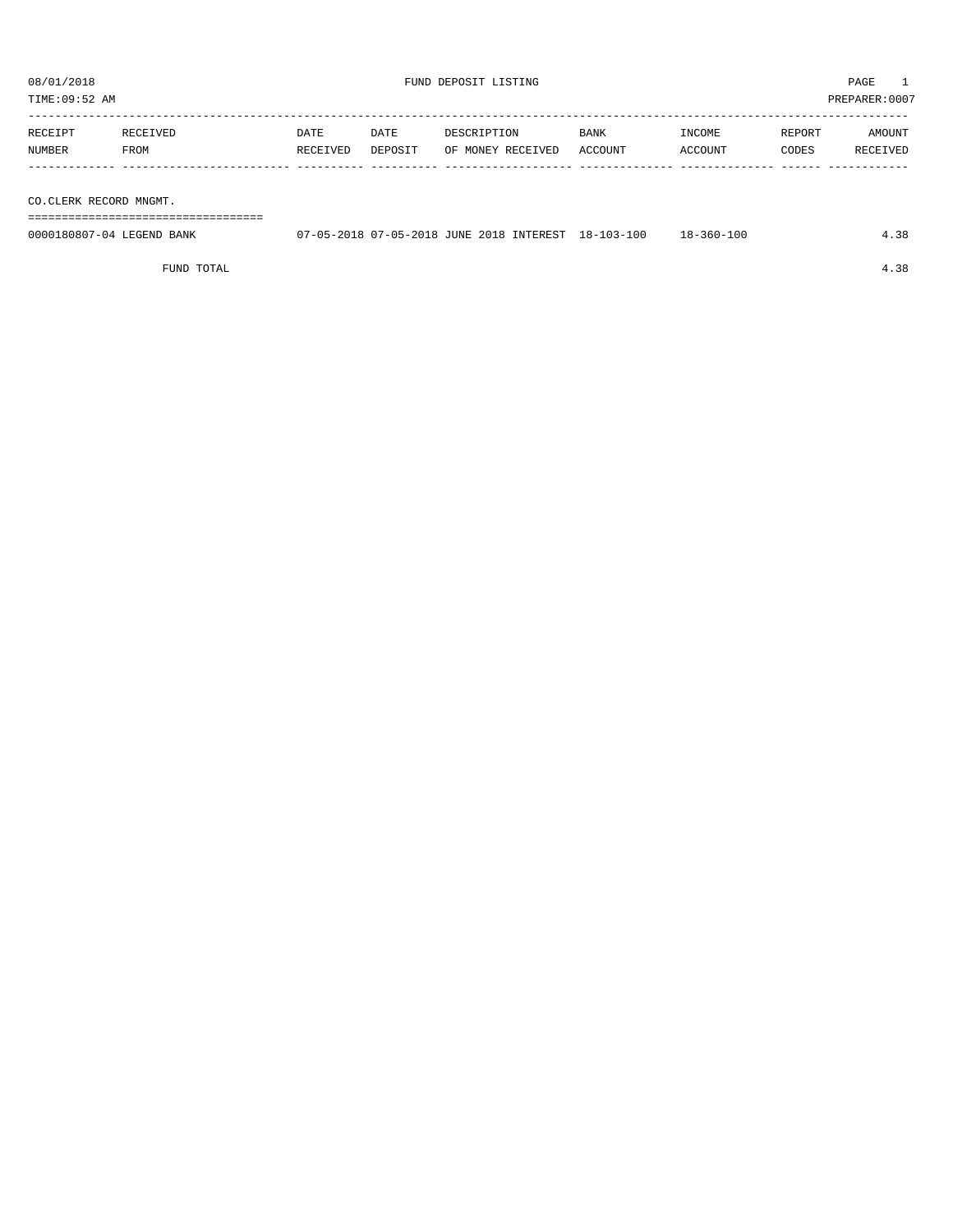08/01/2018 FUND DEPOSIT LISTING

TIME:09:52 AM PREPARER:0007

| RECEIPT NUMBER | RECEIVED FROM | DATE RECEIVED | DATE DEPOSIT | DESCRIPTION OF MONEY RECEIVED | BANK ACCOUNT | INCOME ACCOUNT | REPORT CODES | AMOUNT RECEIVED |
|---|---|---|---|---|---|---|---|---|
| **CO.CLERK RECORD MNGMT.** | | | | | | | | |
| 0000180807-04 | LEGEND BANK | 07-05-2018 | 07-05-2018 | JUNE 2018 INTEREST | 18-103-100 | 18-360-100 | | 4.38 |
| | FUND TOTAL | | | | | | | 4.38 |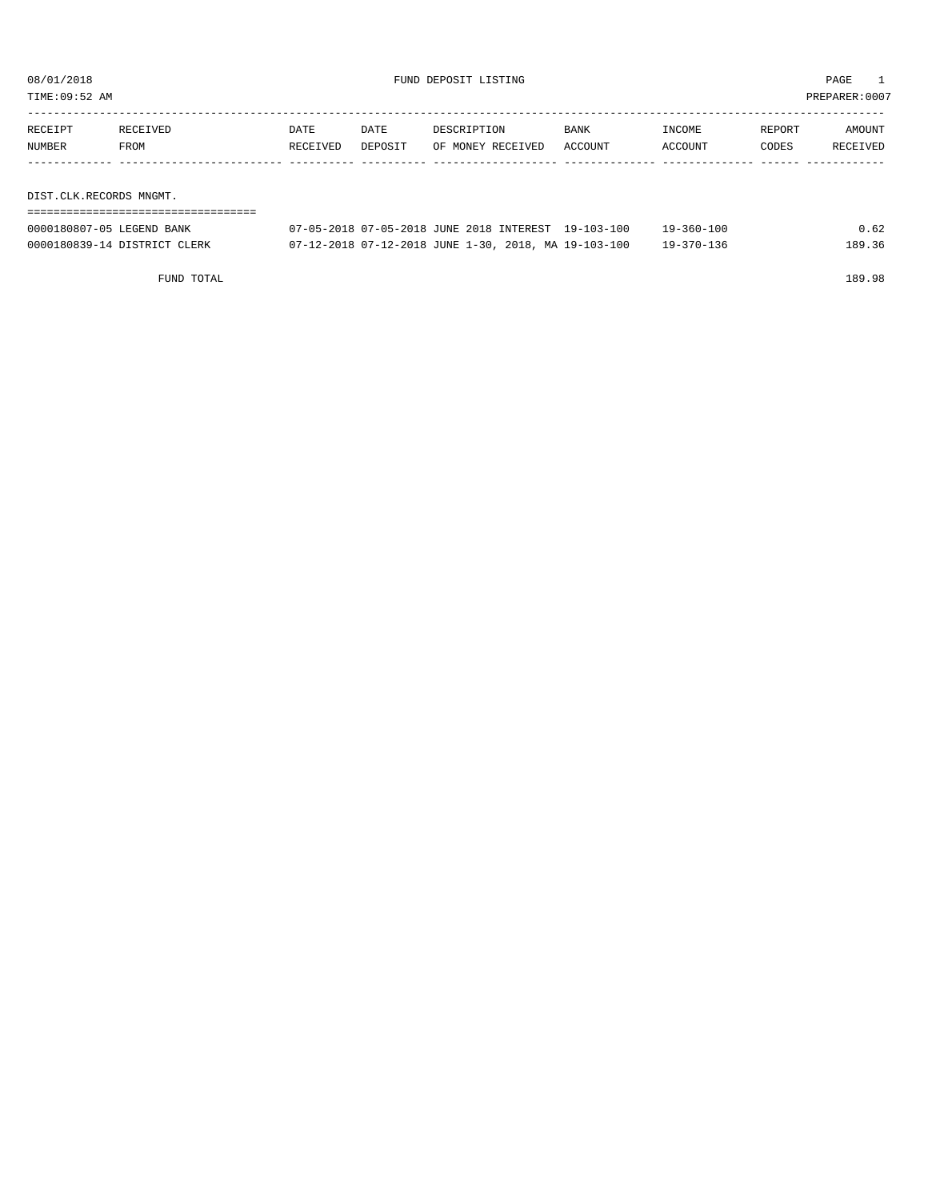# FUND DEPOSIT LISTING

08/01/2018
TIME:09:52 AM
PREPARER:0007

| RECEIPT NUMBER | RECEIVED FROM | DATE RECEIVED | DATE DEPOSIT | DESCRIPTION OF MONEY RECEIVED | BANK ACCOUNT | INCOME ACCOUNT | REPORT CODES | AMOUNT RECEIVED |
|---|---|---|---|---|---|---|---|---|

## DIST.CLK.RECORDS MNGMT.

| RECEIPT NUMBER | RECEIVED FROM | DATE RECEIVED | DATE DEPOSIT | DESCRIPTION OF MONEY RECEIVED | BANK ACCOUNT | INCOME ACCOUNT | REPORT CODES | AMOUNT RECEIVED |
|---|---|---|---|---|---|---|---|---|
| 0000180807-05 | LEGEND BANK | 07-05-2018 | 07-05-2018 | JUNE 2018 INTEREST | 19-103-100 | 19-360-100 | | 0.62 |
| 0000180839-14 | DISTRICT CLERK | 07-12-2018 | 07-12-2018 | JUNE 1-30, 2018, MA | 19-103-100 | 19-370-136 | | 189.36 |
| | FUND TOTAL | | | | | | | 189.98 |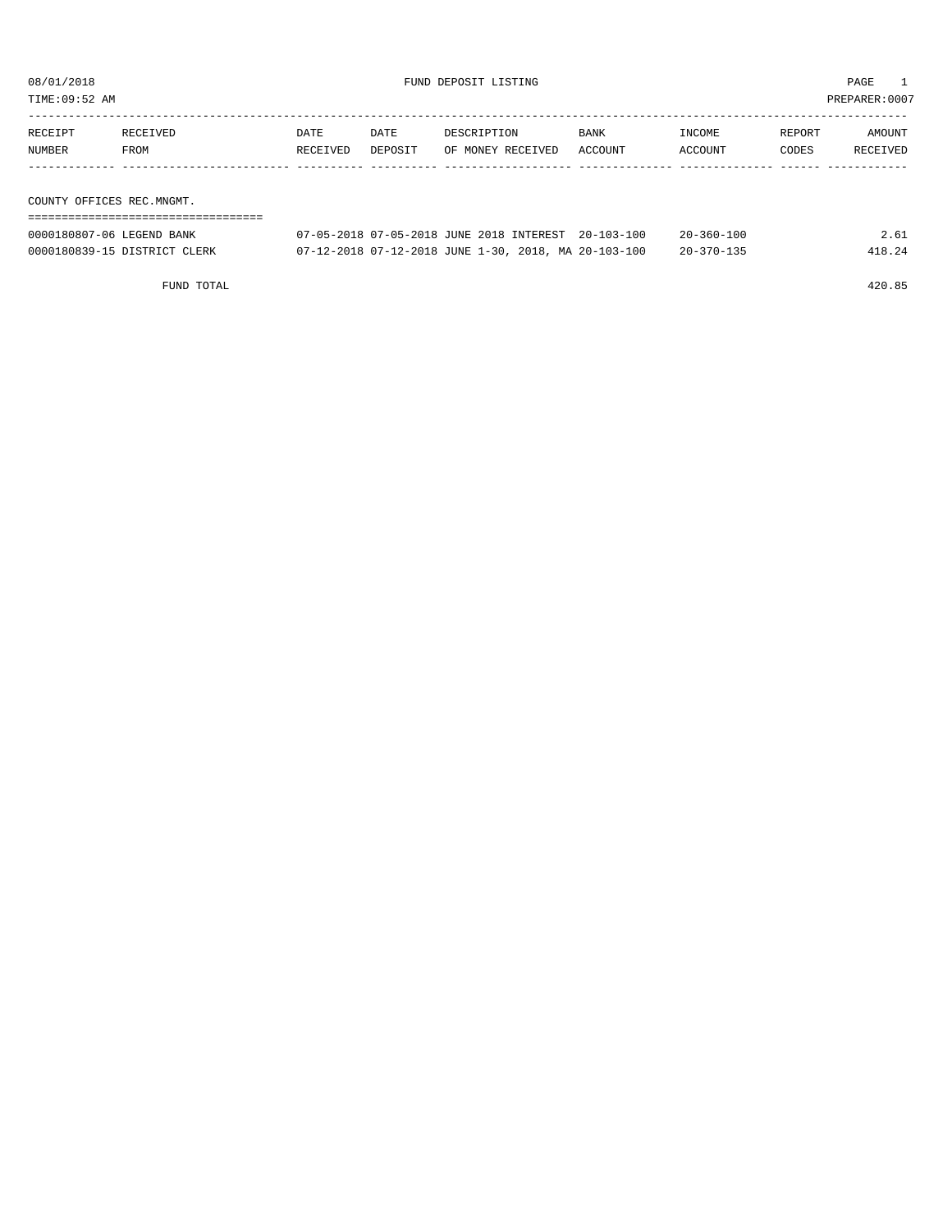08/01/2018 FUND DEPOSIT LISTING PAGE 1

TIME:09:52 AM PREPARER:0007

| RECEIPT NUMBER | RECEIVED FROM | DATE RECEIVED | DATE DEPOSIT | DESCRIPTION OF MONEY RECEIVED | BANK ACCOUNT | INCOME ACCOUNT | REPORT CODES | AMOUNT RECEIVED |
|---|---|---|---|---|---|---|---|---|
| **COUNTY OFFICES REC.MNGMT.** | | | | | | | | |
| 0000180807-06 | LEGEND BANK | 07-05-2018 | 07-05-2018 | JUNE 2018 INTEREST | 20-103-100 | 20-360-100 | | 2.61 |
| 0000180839-15 | DISTRICT CLERK | 07-12-2018 | 07-12-2018 | JUNE 1-30, 2018, MA | 20-103-100 | 20-370-135 | | 418.24 |
| | FUND TOTAL | | | | | | | 420.85 |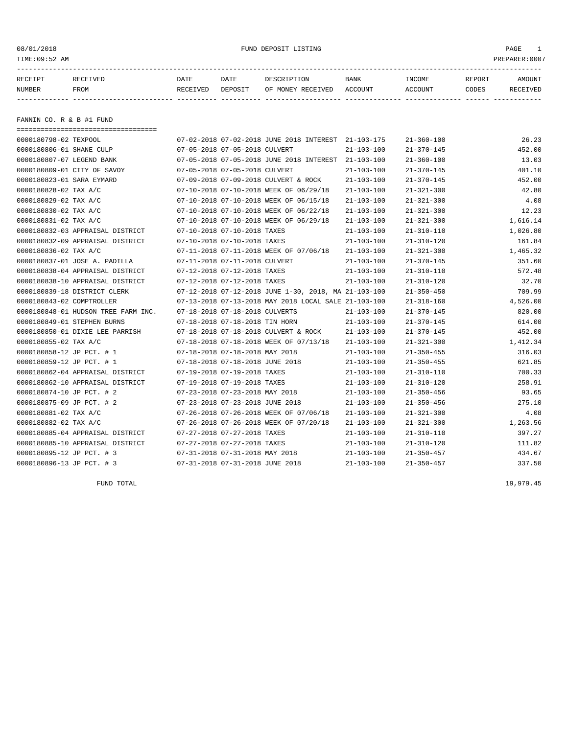08/01/2018 FUND DEPOSIT LISTING
TIME:09:52 AM PREPARER:0007

| RECEIPT NUMBER | RECEIVED FROM | DATE RECEIVED | DATE DEPOSIT | DESCRIPTION OF MONEY RECEIVED | BANK ACCOUNT | INCOME ACCOUNT | REPORT CODES | AMOUNT RECEIVED |
|---|---|---|---|---|---|---|---|---|
| **FANNIN CO. R & B #1 FUND** | | | | | | | | |
| 0000180798-02 | TEXPOOL | 07-02-2018 | 07-02-2018 | JUNE 2018 INTEREST | 21-103-175 | 21-360-100 | | 26.23 |
| 0000180806-01 | SHANE CULP | 07-05-2018 | 07-05-2018 | CULVERT | 21-103-100 | 21-370-145 | | 452.00 |
| 0000180807-07 | LEGEND BANK | 07-05-2018 | 07-05-2018 | JUNE 2018 INTEREST | 21-103-100 | 21-360-100 | | 13.03 |
| 0000180809-01 | CITY OF SAVOY | 07-05-2018 | 07-05-2018 | CULVERT | 21-103-100 | 21-370-145 | | 401.10 |
| 0000180823-01 | SARA EYMARD | 07-09-2018 | 07-09-2018 | CULVERT & ROCK | 21-103-100 | 21-370-145 | | 452.00 |
| 0000180828-02 | TAX A/C | 07-10-2018 | 07-10-2018 | WEEK OF 06/29/18 | 21-103-100 | 21-321-300 | | 42.80 |
| 0000180829-02 | TAX A/C | 07-10-2018 | 07-10-2018 | WEEK OF 06/15/18 | 21-103-100 | 21-321-300 | | 4.08 |
| 0000180830-02 | TAX A/C | 07-10-2018 | 07-10-2018 | WEEK OF 06/22/18 | 21-103-100 | 21-321-300 | | 12.23 |
| 0000180831-02 | TAX A/C | 07-10-2018 | 07-10-2018 | WEEK OF 06/29/18 | 21-103-100 | 21-321-300 | | 1,616.14 |
| 0000180832-03 | APPRAISAL DISTRICT | 07-10-2018 | 07-10-2018 | TAXES | 21-103-100 | 21-310-110 | | 1,026.80 |
| 0000180832-09 | APPRAISAL DISTRICT | 07-10-2018 | 07-10-2018 | TAXES | 21-103-100 | 21-310-120 | | 161.84 |
| 0000180836-02 | TAX A/C | 07-11-2018 | 07-11-2018 | WEEK OF 07/06/18 | 21-103-100 | 21-321-300 | | 1,465.32 |
| 0000180837-01 | JOSE A. PADILLA | 07-11-2018 | 07-11-2018 | CULVERT | 21-103-100 | 21-370-145 | | 351.60 |
| 0000180838-04 | APPRAISAL DISTRICT | 07-12-2018 | 07-12-2018 | TAXES | 21-103-100 | 21-310-110 | | 572.48 |
| 0000180838-10 | APPRAISAL DISTRICT | 07-12-2018 | 07-12-2018 | TAXES | 21-103-100 | 21-310-120 | | 32.70 |
| 0000180839-18 | DISTRICT CLERK | 07-12-2018 | 07-12-2018 | JUNE 1-30, 2018, MA | 21-103-100 | 21-350-450 | | 709.99 |
| 0000180843-02 | COMPTROLLER | 07-13-2018 | 07-13-2018 | MAY 2018 LOCAL SALE | 21-103-100 | 21-318-160 | | 4,526.00 |
| 0000180848-01 | HUDSON TREE FARM INC. | 07-18-2018 | 07-18-2018 | CULVERTS | 21-103-100 | 21-370-145 | | 820.00 |
| 0000180849-01 | STEPHEN BURNS | 07-18-2018 | 07-18-2018 | TIN HORN | 21-103-100 | 21-370-145 | | 614.00 |
| 0000180850-01 | DIXIE LEE PARRISH | 07-18-2018 | 07-18-2018 | CULVERT & ROCK | 21-103-100 | 21-370-145 | | 452.00 |
| 0000180855-02 | TAX A/C | 07-18-2018 | 07-18-2018 | WEEK OF 07/13/18 | 21-103-100 | 21-321-300 | | 1,412.34 |
| 0000180858-12 | JP PCT. # 1 | 07-18-2018 | 07-18-2018 | MAY 2018 | 21-103-100 | 21-350-455 | | 316.03 |
| 0000180859-12 | JP PCT. # 1 | 07-18-2018 | 07-18-2018 | JUNE 2018 | 21-103-100 | 21-350-455 | | 621.85 |
| 0000180862-04 | APPRAISAL DISTRICT | 07-19-2018 | 07-19-2018 | TAXES | 21-103-100 | 21-310-110 | | 700.33 |
| 0000180862-10 | APPRAISAL DISTRICT | 07-19-2018 | 07-19-2018 | TAXES | 21-103-100 | 21-310-120 | | 258.91 |
| 0000180874-10 | JP PCT. # 2 | 07-23-2018 | 07-23-2018 | MAY 2018 | 21-103-100 | 21-350-456 | | 93.65 |
| 0000180875-09 | JP PCT. # 2 | 07-23-2018 | 07-23-2018 | JUNE 2018 | 21-103-100 | 21-350-456 | | 275.10 |
| 0000180881-02 | TAX A/C | 07-26-2018 | 07-26-2018 | WEEK OF 07/06/18 | 21-103-100 | 21-321-300 | | 4.08 |
| 0000180882-02 | TAX A/C | 07-26-2018 | 07-26-2018 | WEEK OF 07/20/18 | 21-103-100 | 21-321-300 | | 1,263.56 |
| 0000180885-04 | APPRAISAL DISTRICT | 07-27-2018 | 07-27-2018 | TAXES | 21-103-100 | 21-310-110 | | 397.27 |
| 0000180885-10 | APPRAISAL DISTRICT | 07-27-2018 | 07-27-2018 | TAXES | 21-103-100 | 21-310-120 | | 111.82 |
| 0000180895-12 | JP PCT. # 3 | 07-31-2018 | 07-31-2018 | MAY 2018 | 21-103-100 | 21-350-457 | | 434.67 |
| 0000180896-13 | JP PCT. # 3 | 07-31-2018 | 07-31-2018 | JUNE 2018 | 21-103-100 | 21-350-457 | | 337.50 |
| | FUND TOTAL | | | | | | | 19,979.45 |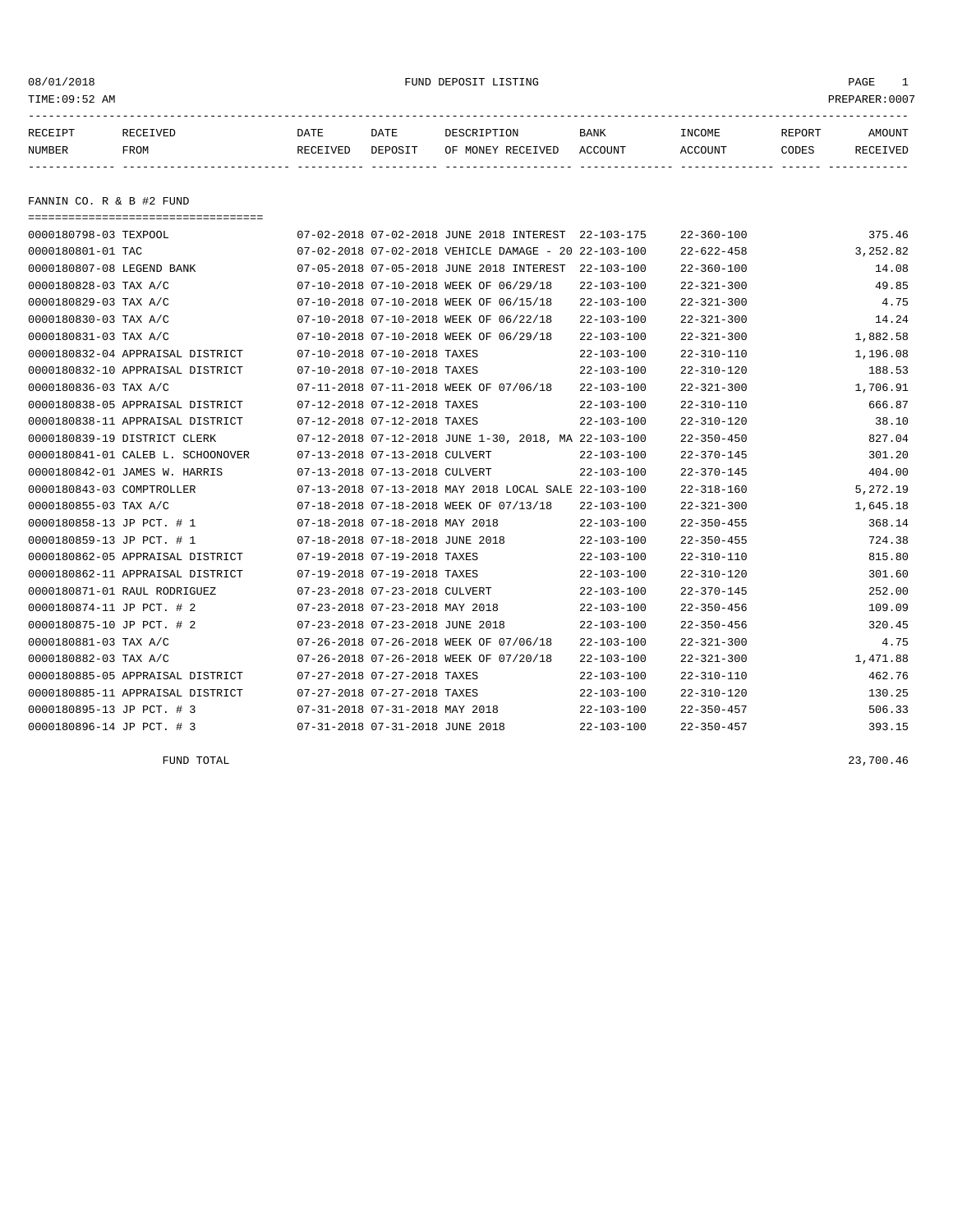FUND DEPOSIT LISTING

08/01/2018
TIME:09:52 AM
PREPARER:0007

| RECEIPT NUMBER | RECEIVED FROM | DATE RECEIVED | DATE DEPOSIT | DESCRIPTION OF MONEY RECEIVED | BANK ACCOUNT | INCOME ACCOUNT | REPORT CODES | AMOUNT RECEIVED |
|---|---|---|---|---|---|---|---|---|

## FANNIN CO. R & B #2 FUND

| RECEIPT NUMBER | RECEIVED FROM | DATE RECEIVED | DATE DEPOSIT | DESCRIPTION OF MONEY RECEIVED | BANK ACCOUNT | INCOME ACCOUNT | REPORT CODES | AMOUNT RECEIVED |
|---|---|---|---|---|---|---|---|---|
| 0000180798-03 | TEXPOOL | 07-02-2018 | 07-02-2018 | JUNE 2018 INTEREST | 22-103-175 | 22-360-100 | | 375.46 |
| 0000180801-01 | TAC | 07-02-2018 | 07-02-2018 | VEHICLE DAMAGE - 20 | 22-103-100 | 22-622-458 | | 3,252.82 |
| 0000180807-08 | LEGEND BANK | 07-05-2018 | 07-05-2018 | JUNE 2018 INTEREST | 22-103-100 | 22-360-100 | | 14.08 |
| 0000180828-03 | TAX A/C | 07-10-2018 | 07-10-2018 | WEEK OF 06/29/18 | 22-103-100 | 22-321-300 | | 49.85 |
| 0000180829-03 | TAX A/C | 07-10-2018 | 07-10-2018 | WEEK OF 06/15/18 | 22-103-100 | 22-321-300 | | 4.75 |
| 0000180830-03 | TAX A/C | 07-10-2018 | 07-10-2018 | WEEK OF 06/22/18 | 22-103-100 | 22-321-300 | | 14.24 |
| 0000180831-03 | TAX A/C | 07-10-2018 | 07-10-2018 | WEEK OF 06/29/18 | 22-103-100 | 22-321-300 | | 1,882.58 |
| 0000180832-04 | APPRAISAL DISTRICT | 07-10-2018 | 07-10-2018 | TAXES | 22-103-100 | 22-310-110 | | 1,196.08 |
| 0000180832-10 | APPRAISAL DISTRICT | 07-10-2018 | 07-10-2018 | TAXES | 22-103-100 | 22-310-120 | | 188.53 |
| 0000180836-03 | TAX A/C | 07-11-2018 | 07-11-2018 | WEEK OF 07/06/18 | 22-103-100 | 22-321-300 | | 1,706.91 |
| 0000180838-05 | APPRAISAL DISTRICT | 07-12-2018 | 07-12-2018 | TAXES | 22-103-100 | 22-310-110 | | 666.87 |
| 0000180838-11 | APPRAISAL DISTRICT | 07-12-2018 | 07-12-2018 | TAXES | 22-103-100 | 22-310-120 | | 38.10 |
| 0000180839-19 | DISTRICT CLERK | 07-12-2018 | 07-12-2018 | JUNE 1-30, 2018, MA | 22-103-100 | 22-350-450 | | 827.04 |
| 0000180841-01 | CALEB L. SCHOONOVER | 07-13-2018 | 07-13-2018 | CULVERT | 22-103-100 | 22-370-145 | | 301.20 |
| 0000180842-01 | JAMES W. HARRIS | 07-13-2018 | 07-13-2018 | CULVERT | 22-103-100 | 22-370-145 | | 404.00 |
| 0000180843-03 | COMPTROLLER | 07-13-2018 | 07-13-2018 | MAY 2018 LOCAL SALE | 22-103-100 | 22-318-160 | | 5,272.19 |
| 0000180855-03 | TAX A/C | 07-18-2018 | 07-18-2018 | WEEK OF 07/13/18 | 22-103-100 | 22-321-300 | | 1,645.18 |
| 0000180858-13 | JP PCT. # 1 | 07-18-2018 | 07-18-2018 | MAY 2018 | 22-103-100 | 22-350-455 | | 368.14 |
| 0000180859-13 | JP PCT. # 1 | 07-18-2018 | 07-18-2018 | JUNE 2018 | 22-103-100 | 22-350-455 | | 724.38 |
| 0000180862-05 | APPRAISAL DISTRICT | 07-19-2018 | 07-19-2018 | TAXES | 22-103-100 | 22-310-110 | | 815.80 |
| 0000180862-11 | APPRAISAL DISTRICT | 07-19-2018 | 07-19-2018 | TAXES | 22-103-100 | 22-310-120 | | 301.60 |
| 0000180871-01 | RAUL RODRIGUEZ | 07-23-2018 | 07-23-2018 | CULVERT | 22-103-100 | 22-370-145 | | 252.00 |
| 0000180874-11 | JP PCT. # 2 | 07-23-2018 | 07-23-2018 | MAY 2018 | 22-103-100 | 22-350-456 | | 109.09 |
| 0000180875-10 | JP PCT. # 2 | 07-23-2018 | 07-23-2018 | JUNE 2018 | 22-103-100 | 22-350-456 | | 320.45 |
| 0000180881-03 | TAX A/C | 07-26-2018 | 07-26-2018 | WEEK OF 07/06/18 | 22-103-100 | 22-321-300 | | 4.75 |
| 0000180882-03 | TAX A/C | 07-26-2018 | 07-26-2018 | WEEK OF 07/20/18 | 22-103-100 | 22-321-300 | | 1,471.88 |
| 0000180885-05 | APPRAISAL DISTRICT | 07-27-2018 | 07-27-2018 | TAXES | 22-103-100 | 22-310-110 | | 462.76 |
| 0000180885-11 | APPRAISAL DISTRICT | 07-27-2018 | 07-27-2018 | TAXES | 22-103-100 | 22-310-120 | | 130.25 |
| 0000180895-13 | JP PCT. # 3 | 07-31-2018 | 07-31-2018 | MAY 2018 | 22-103-100 | 22-350-457 | | 506.33 |
| 0000180896-14 | JP PCT. # 3 | 07-31-2018 | 07-31-2018 | JUNE 2018 | 22-103-100 | 22-350-457 | | 393.15 |

FUND TOTAL 23,700.46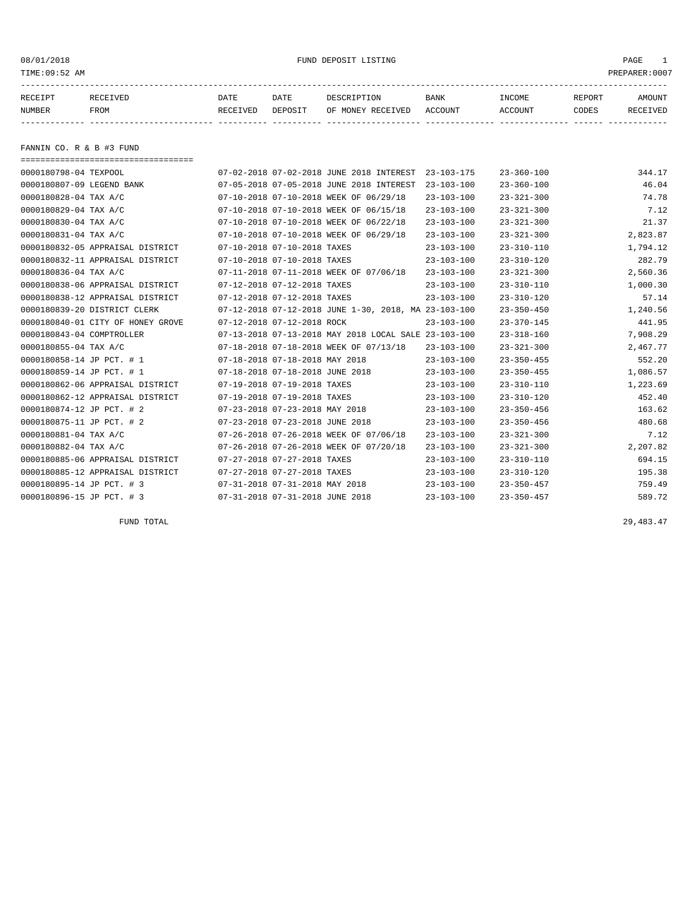08/01/2018 FUND DEPOSIT LISTING
TIME:09:52 AM PREPARER:0007

## FANNIN CO. R & B #3 FUND

| RECEIPT NUMBER | RECEIVED FROM | DATE RECEIVED | DATE DEPOSIT | DESCRIPTION OF MONEY RECEIVED | BANK ACCOUNT | INCOME ACCOUNT | REPORT CODES | AMOUNT RECEIVED |
|---|---|---|---|---|---|---|---|---|
| 0000180798-04 | TEXPOOL | 07-02-2018 | 07-02-2018 | JUNE 2018 INTEREST | 23-103-175 | 23-360-100 | | 344.17 |
| 0000180807-09 | LEGEND BANK | 07-05-2018 | 07-05-2018 | JUNE 2018 INTEREST | 23-103-100 | 23-360-100 | | 46.04 |
| 0000180828-04 | TAX A/C | 07-10-2018 | 07-10-2018 | WEEK OF 06/29/18 | 23-103-100 | 23-321-300 | | 74.78 |
| 0000180829-04 | TAX A/C | 07-10-2018 | 07-10-2018 | WEEK OF 06/15/18 | 23-103-100 | 23-321-300 | | 7.12 |
| 0000180830-04 | TAX A/C | 07-10-2018 | 07-10-2018 | WEEK OF 06/22/18 | 23-103-100 | 23-321-300 | | 21.37 |
| 0000180831-04 | TAX A/C | 07-10-2018 | 07-10-2018 | WEEK OF 06/29/18 | 23-103-100 | 23-321-300 | | 2,823.87 |
| 0000180832-05 | APPRAISAL DISTRICT | 07-10-2018 | 07-10-2018 | TAXES | 23-103-100 | 23-310-110 | | 1,794.12 |
| 0000180832-11 | APPRAISAL DISTRICT | 07-10-2018 | 07-10-2018 | TAXES | 23-103-100 | 23-310-120 | | 282.79 |
| 0000180836-04 | TAX A/C | 07-11-2018 | 07-11-2018 | WEEK OF 07/06/18 | 23-103-100 | 23-321-300 | | 2,560.36 |
| 0000180838-06 | APPRAISAL DISTRICT | 07-12-2018 | 07-12-2018 | TAXES | 23-103-100 | 23-310-110 | | 1,000.30 |
| 0000180838-12 | APPRAISAL DISTRICT | 07-12-2018 | 07-12-2018 | TAXES | 23-103-100 | 23-310-120 | | 57.14 |
| 0000180839-20 | DISTRICT CLERK | 07-12-2018 | 07-12-2018 | JUNE 1-30, 2018, MA | 23-103-100 | 23-350-450 | | 1,240.56 |
| 0000180840-01 | CITY OF HONEY GROVE | 07-12-2018 | 07-12-2018 | ROCK | 23-103-100 | 23-370-145 | | 441.95 |
| 0000180843-04 | COMPTROLLER | 07-13-2018 | 07-13-2018 | MAY 2018 LOCAL SALE | 23-103-100 | 23-318-160 | | 7,908.29 |
| 0000180855-04 | TAX A/C | 07-18-2018 | 07-18-2018 | WEEK OF 07/13/18 | 23-103-100 | 23-321-300 | | 2,467.77 |
| 0000180858-14 | JP PCT. # 1 | 07-18-2018 | 07-18-2018 | MAY 2018 | 23-103-100 | 23-350-455 | | 552.20 |
| 0000180859-14 | JP PCT. # 1 | 07-18-2018 | 07-18-2018 | JUNE 2018 | 23-103-100 | 23-350-455 | | 1,086.57 |
| 0000180862-06 | APPRAISAL DISTRICT | 07-19-2018 | 07-19-2018 | TAXES | 23-103-100 | 23-310-110 | | 1,223.69 |
| 0000180862-12 | APPRAISAL DISTRICT | 07-19-2018 | 07-19-2018 | TAXES | 23-103-100 | 23-310-120 | | 452.40 |
| 0000180874-12 | JP PCT. # 2 | 07-23-2018 | 07-23-2018 | MAY 2018 | 23-103-100 | 23-350-456 | | 163.62 |
| 0000180875-11 | JP PCT. # 2 | 07-23-2018 | 07-23-2018 | JUNE 2018 | 23-103-100 | 23-350-456 | | 480.68 |
| 0000180881-04 | TAX A/C | 07-26-2018 | 07-26-2018 | WEEK OF 07/06/18 | 23-103-100 | 23-321-300 | | 7.12 |
| 0000180882-04 | TAX A/C | 07-26-2018 | 07-26-2018 | WEEK OF 07/20/18 | 23-103-100 | 23-321-300 | | 2,207.82 |
| 0000180885-06 | APPRAISAL DISTRICT | 07-27-2018 | 07-27-2018 | TAXES | 23-103-100 | 23-310-110 | | 694.15 |
| 0000180885-12 | APPRAISAL DISTRICT | 07-27-2018 | 07-27-2018 | TAXES | 23-103-100 | 23-310-120 | | 195.38 |
| 0000180895-14 | JP PCT. # 3 | 07-31-2018 | 07-31-2018 | MAY 2018 | 23-103-100 | 23-350-457 | | 759.49 |
| 0000180896-15 | JP PCT. # 3 | 07-31-2018 | 07-31-2018 | JUNE 2018 | 23-103-100 | 23-350-457 | | 589.72 |
| | FUND TOTAL | | | | | | | 29,483.47 |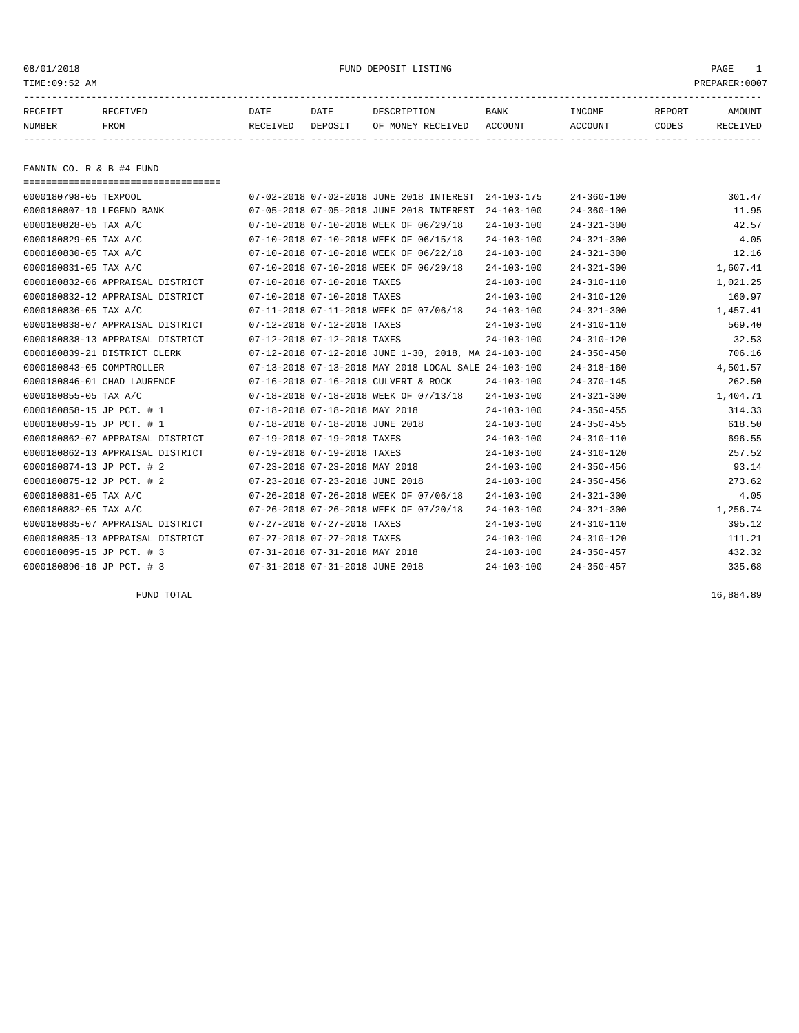08/01/2018 FUND DEPOSIT LISTING

TIME:09:52 AM PREPARER:0007

| RECEIPT NUMBER | RECEIVED FROM | DATE RECEIVED | DATE DEPOSIT | DESCRIPTION OF MONEY RECEIVED | BANK ACCOUNT | INCOME ACCOUNT | REPORT CODES | AMOUNT RECEIVED |
|---|---|---|---|---|---|---|---|---|

## FANNIN CO. R & B #4 FUND

| RECEIPT NUMBER | RECEIVED FROM | DATE RECEIVED | DATE DEPOSIT | DESCRIPTION OF MONEY RECEIVED | BANK ACCOUNT | INCOME ACCOUNT | REPORT CODES | AMOUNT RECEIVED |
|---|---|---|---|---|---|---|---|---|
| 0000180798-05 | TEXPOOL | 07-02-2018 | 07-02-2018 | JUNE 2018 INTEREST | 24-103-175 | 24-360-100 | | 301.47 |
| 0000180807-10 | LEGEND BANK | 07-05-2018 | 07-05-2018 | JUNE 2018 INTEREST | 24-103-100 | 24-360-100 | | 11.95 |
| 0000180828-05 | TAX A/C | 07-10-2018 | 07-10-2018 | WEEK OF 06/29/18 | 24-103-100 | 24-321-300 | | 42.57 |
| 0000180829-05 | TAX A/C | 07-10-2018 | 07-10-2018 | WEEK OF 06/15/18 | 24-103-100 | 24-321-300 | | 4.05 |
| 0000180830-05 | TAX A/C | 07-10-2018 | 07-10-2018 | WEEK OF 06/22/18 | 24-103-100 | 24-321-300 | | 12.16 |
| 0000180831-05 | TAX A/C | 07-10-2018 | 07-10-2018 | WEEK OF 06/29/18 | 24-103-100 | 24-321-300 | | 1,607.41 |
| 0000180832-06 | APPRAISAL DISTRICT | 07-10-2018 | 07-10-2018 | TAXES | 24-103-100 | 24-310-110 | | 1,021.25 |
| 0000180832-12 | APPRAISAL DISTRICT | 07-10-2018 | 07-10-2018 | TAXES | 24-103-100 | 24-310-120 | | 160.97 |
| 0000180836-05 | TAX A/C | 07-11-2018 | 07-11-2018 | WEEK OF 07/06/18 | 24-103-100 | 24-321-300 | | 1,457.41 |
| 0000180838-07 | APPRAISAL DISTRICT | 07-12-2018 | 07-12-2018 | TAXES | 24-103-100 | 24-310-110 | | 569.40 |
| 0000180838-13 | APPRAISAL DISTRICT | 07-12-2018 | 07-12-2018 | TAXES | 24-103-100 | 24-310-120 | | 32.53 |
| 0000180839-21 | DISTRICT CLERK | 07-12-2018 | 07-12-2018 | JUNE 1-30, 2018, MA | 24-103-100 | 24-350-450 | | 706.16 |
| 0000180843-05 | COMPTROLLER | 07-13-2018 | 07-13-2018 | MAY 2018 LOCAL SALE | 24-103-100 | 24-318-160 | | 4,501.57 |
| 0000180846-01 | CHAD LAURENCE | 07-16-2018 | 07-16-2018 | CULVERT & ROCK | 24-103-100 | 24-370-145 | | 262.50 |
| 0000180855-05 | TAX A/C | 07-18-2018 | 07-18-2018 | WEEK OF 07/13/18 | 24-103-100 | 24-321-300 | | 1,404.71 |
| 0000180858-15 | JP PCT. # 1 | 07-18-2018 | 07-18-2018 | MAY 2018 | 24-103-100 | 24-350-455 | | 314.33 |
| 0000180859-15 | JP PCT. # 1 | 07-18-2018 | 07-18-2018 | JUNE 2018 | 24-103-100 | 24-350-455 | | 618.50 |
| 0000180862-07 | APPRAISAL DISTRICT | 07-19-2018 | 07-19-2018 | TAXES | 24-103-100 | 24-310-110 | | 696.55 |
| 0000180862-13 | APPRAISAL DISTRICT | 07-19-2018 | 07-19-2018 | TAXES | 24-103-100 | 24-310-120 | | 257.52 |
| 0000180874-13 | JP PCT. # 2 | 07-23-2018 | 07-23-2018 | MAY 2018 | 24-103-100 | 24-350-456 | | 93.14 |
| 0000180875-12 | JP PCT. # 2 | 07-23-2018 | 07-23-2018 | JUNE 2018 | 24-103-100 | 24-350-456 | | 273.62 |
| 0000180881-05 | TAX A/C | 07-26-2018 | 07-26-2018 | WEEK OF 07/06/18 | 24-103-100 | 24-321-300 | | 4.05 |
| 0000180882-05 | TAX A/C | 07-26-2018 | 07-26-2018 | WEEK OF 07/20/18 | 24-103-100 | 24-321-300 | | 1,256.74 |
| 0000180885-07 | APPRAISAL DISTRICT | 07-27-2018 | 07-27-2018 | TAXES | 24-103-100 | 24-310-110 | | 395.12 |
| 0000180885-13 | APPRAISAL DISTRICT | 07-27-2018 | 07-27-2018 | TAXES | 24-103-100 | 24-310-120 | | 111.21 |
| 0000180895-15 | JP PCT. # 3 | 07-31-2018 | 07-31-2018 | MAY 2018 | 24-103-100 | 24-350-457 | | 432.32 |
| 0000180896-16 | JP PCT. # 3 | 07-31-2018 | 07-31-2018 | JUNE 2018 | 24-103-100 | 24-350-457 | | 335.68 |
| | FUND TOTAL | | | | | | | 16,884.89 |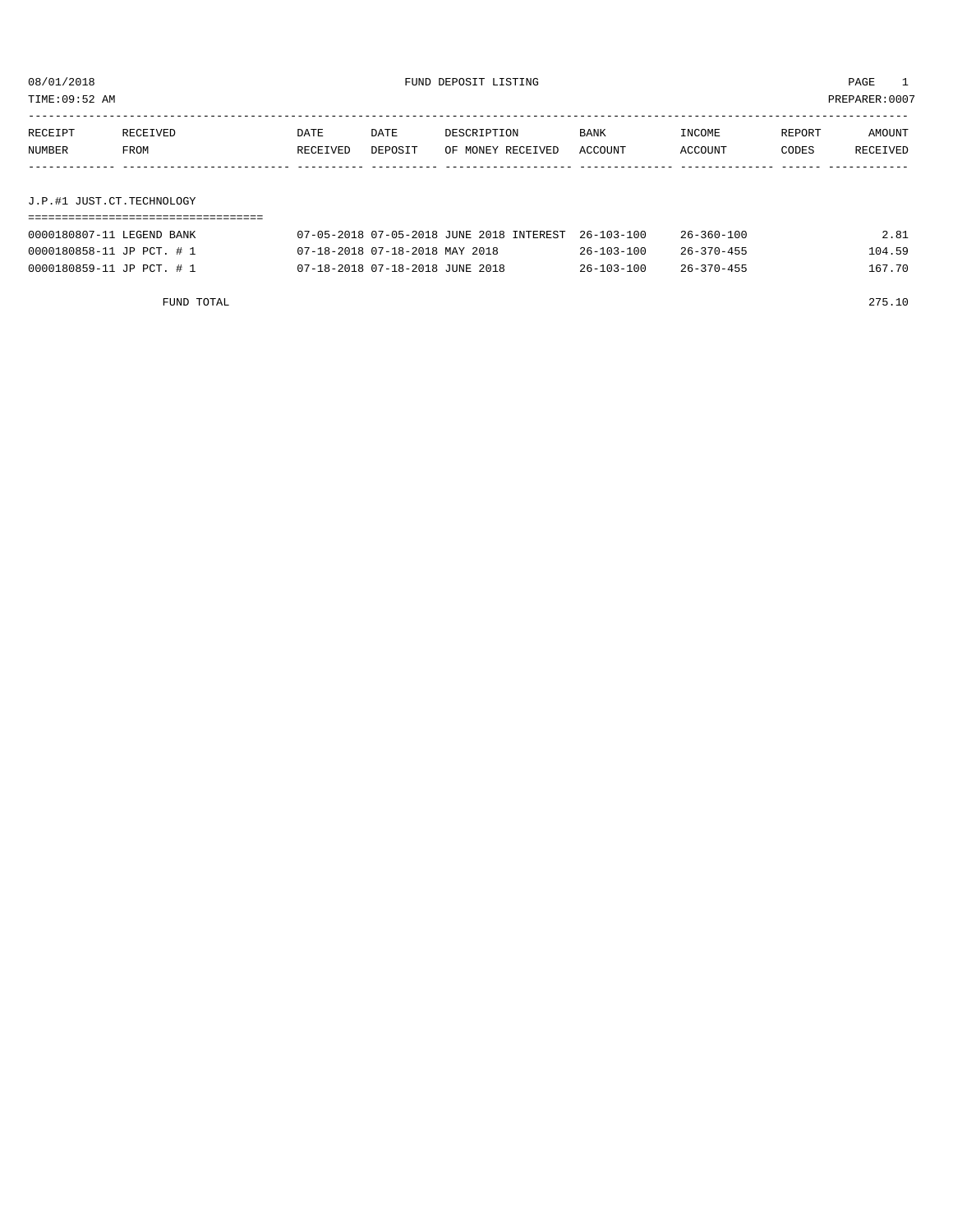08/01/2018 FUND DEPOSIT LISTING

TIME:09:52 AM PREPARER:0007

| RECEIPT NUMBER | RECEIVED FROM | DATE RECEIVED | DATE DEPOSIT | DESCRIPTION OF MONEY RECEIVED | BANK ACCOUNT | INCOME ACCOUNT | REPORT CODES | AMOUNT RECEIVED |
|---|---|---|---|---|---|---|---|---|

## J.P.#1 JUST.CT.TECHNOLOGY

| RECEIPT NUMBER | RECEIVED FROM | DATE RECEIVED | DATE DEPOSIT | DESCRIPTION OF MONEY RECEIVED | BANK ACCOUNT | INCOME ACCOUNT | REPORT CODES | AMOUNT RECEIVED |
|---|---|---|---|---|---|---|---|---|
| 0000180807-11 | LEGEND BANK | 07-05-2018 | 07-05-2018 | JUNE 2018 INTEREST | 26-103-100 | 26-360-100 | | 2.81 |
| 0000180858-11 | JP PCT. # 1 | 07-18-2018 | 07-18-2018 | MAY 2018 | 26-103-100 | 26-370-455 | | 104.59 |
| 0000180859-11 | JP PCT. # 1 | 07-18-2018 | 07-18-2018 | JUNE 2018 | 26-103-100 | 26-370-455 | | 167.70 |
| | FUND TOTAL | | | | | | | 275.10 |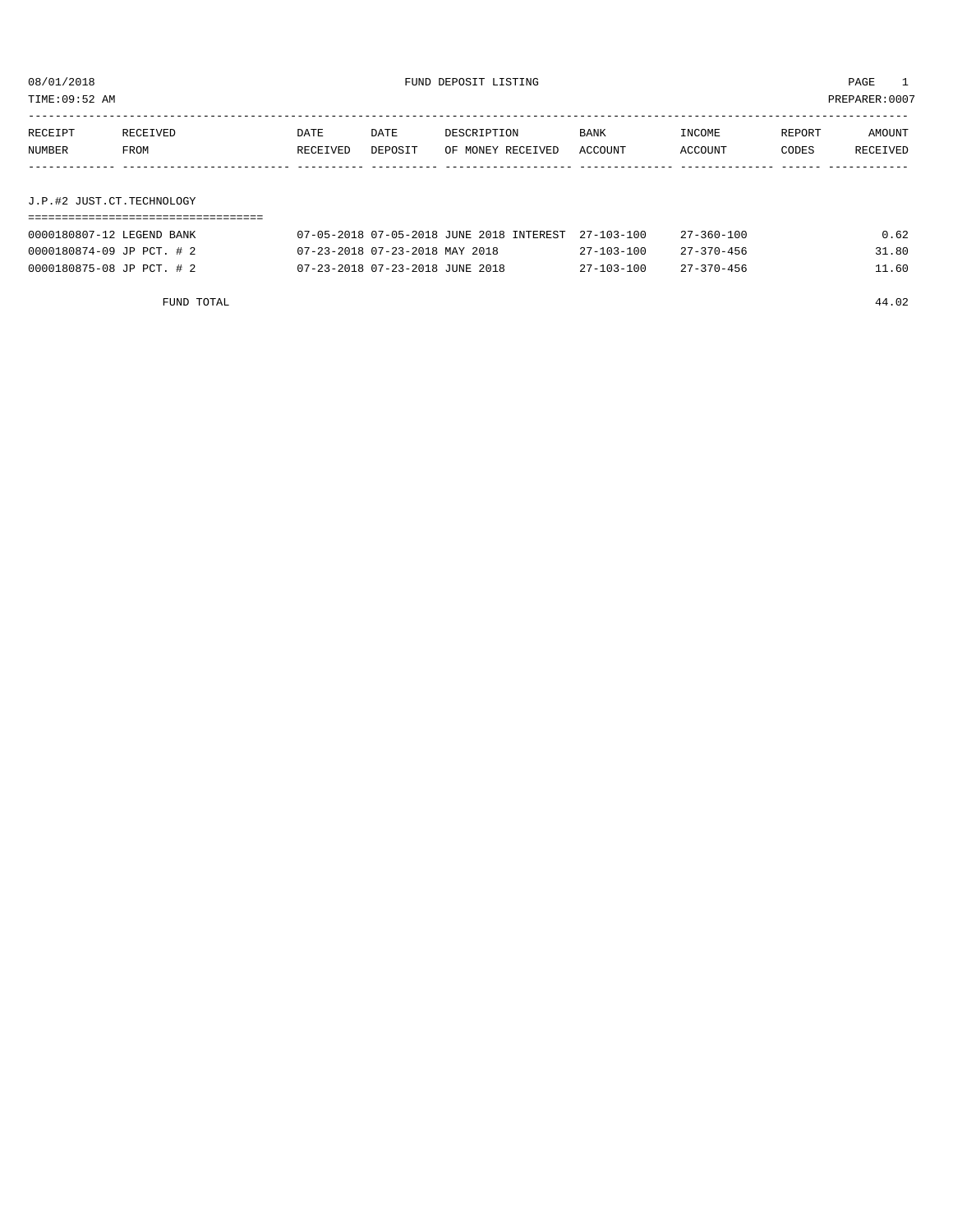08/01/2018 FUND DEPOSIT LISTING PAGE 1

TIME:09:52 AM PREPARER:0007

| RECEIPT NUMBER | RECEIVED FROM | DATE RECEIVED | DATE DEPOSIT | DESCRIPTION OF MONEY RECEIVED | BANK ACCOUNT | INCOME ACCOUNT | REPORT CODES | AMOUNT RECEIVED |
|---|---|---|---|---|---|---|---|---|
| **J.P.#2 JUST.CT.TECHNOLOGY** | | | | | | | | |
| 0000180807-12 | LEGEND BANK | 07-05-2018 | 07-05-2018 | JUNE 2018 INTEREST | 27-103-100 | 27-360-100 | | 0.62 |
| 0000180874-09 | JP PCT. # 2 | 07-23-2018 | 07-23-2018 | MAY 2018 | 27-103-100 | 27-370-456 | | 31.80 |
| 0000180875-08 | JP PCT. # 2 | 07-23-2018 | 07-23-2018 | JUNE 2018 | 27-103-100 | 27-370-456 | | 11.60 |
| | FUND TOTAL | | | | | | | 44.02 |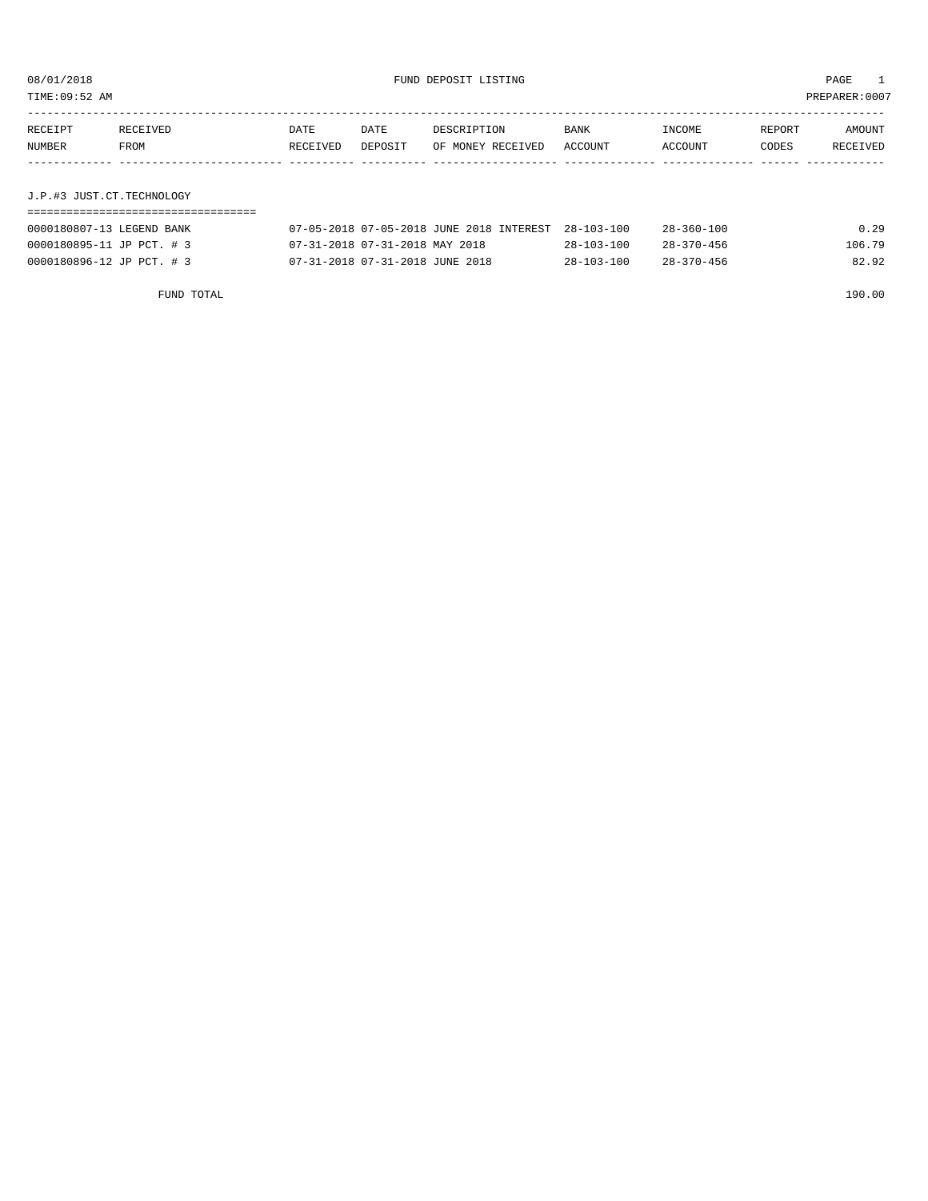08/01/2018 FUND DEPOSIT LISTING

TIME:09:52 AM PREPARER:0007

| RECEIPT NUMBER | RECEIVED FROM | DATE RECEIVED | DATE DEPOSIT | DESCRIPTION OF MONEY RECEIVED | BANK ACCOUNT | INCOME ACCOUNT | REPORT CODES | AMOUNT RECEIVED |
|---|---|---|---|---|---|---|---|---|
| **J.P.#3 JUST.CT.TECHNOLOGY** | | | | | | | | |
| 0000180807-13 | LEGEND BANK | 07-05-2018 | 07-05-2018 | JUNE 2018 INTEREST | 28-103-100 | 28-360-100 | | 0.29 |
| 0000180895-11 | JP PCT. # 3 | 07-31-2018 | 07-31-2018 | MAY 2018 | 28-103-100 | 28-370-456 | | 106.79 |
| 0000180896-12 | JP PCT. # 3 | 07-31-2018 | 07-31-2018 | JUNE 2018 | 28-103-100 | 28-370-456 | | 82.92 |
| | FUND TOTAL | | | | | | | 190.00 |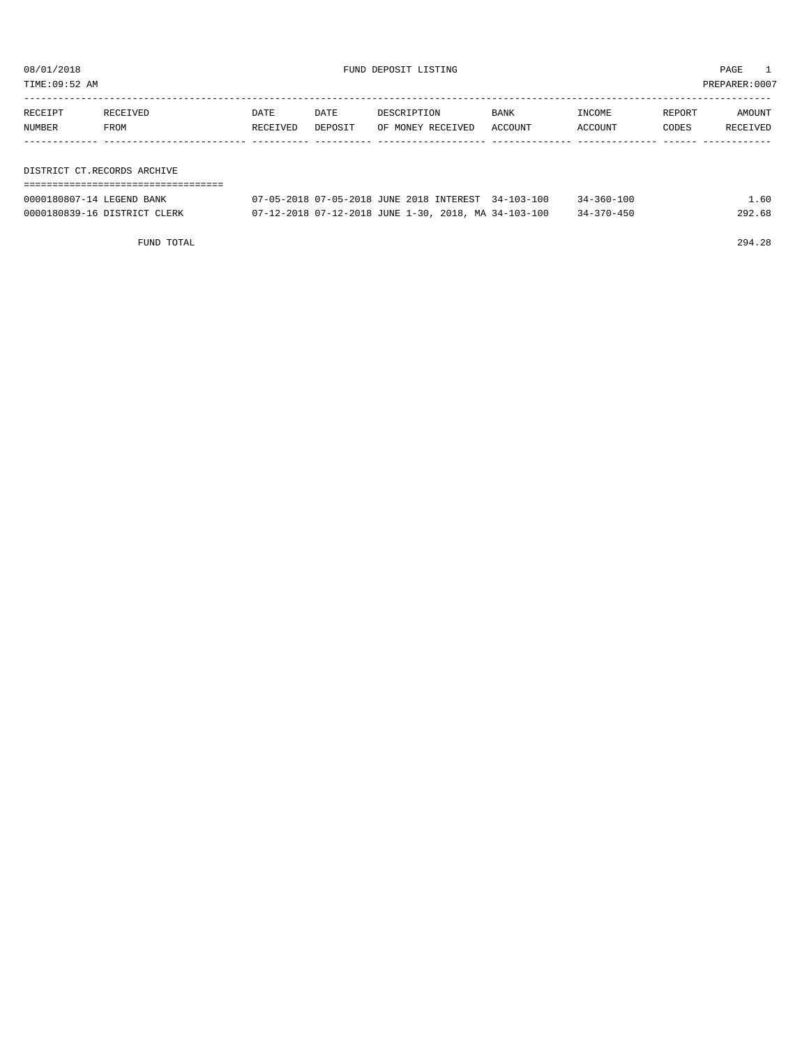08/01/2018 FUND DEPOSIT LISTING PAGE 1

TIME:09:52 AM PREPARER:0007

| RECEIPT NUMBER | RECEIVED FROM | DATE RECEIVED | DATE DEPOSIT | DESCRIPTION OF MONEY RECEIVED | BANK ACCOUNT | INCOME ACCOUNT | REPORT CODES | AMOUNT RECEIVED |
|---|---|---|---|---|---|---|---|---|
| **DISTRICT CT.RECORDS ARCHIVE** | | | | | | | | |
| 0000180807-14 | LEGEND BANK | 07-05-2018 | 07-05-2018 | JUNE 2018 INTEREST | 34-103-100 | 34-360-100 | | 1.60 |
| 0000180839-16 | DISTRICT CLERK | 07-12-2018 | 07-12-2018 | JUNE 1-30, 2018, MA | 34-103-100 | 34-370-450 | | 292.68 |
| | FUND TOTAL | | | | | | | 294.28 |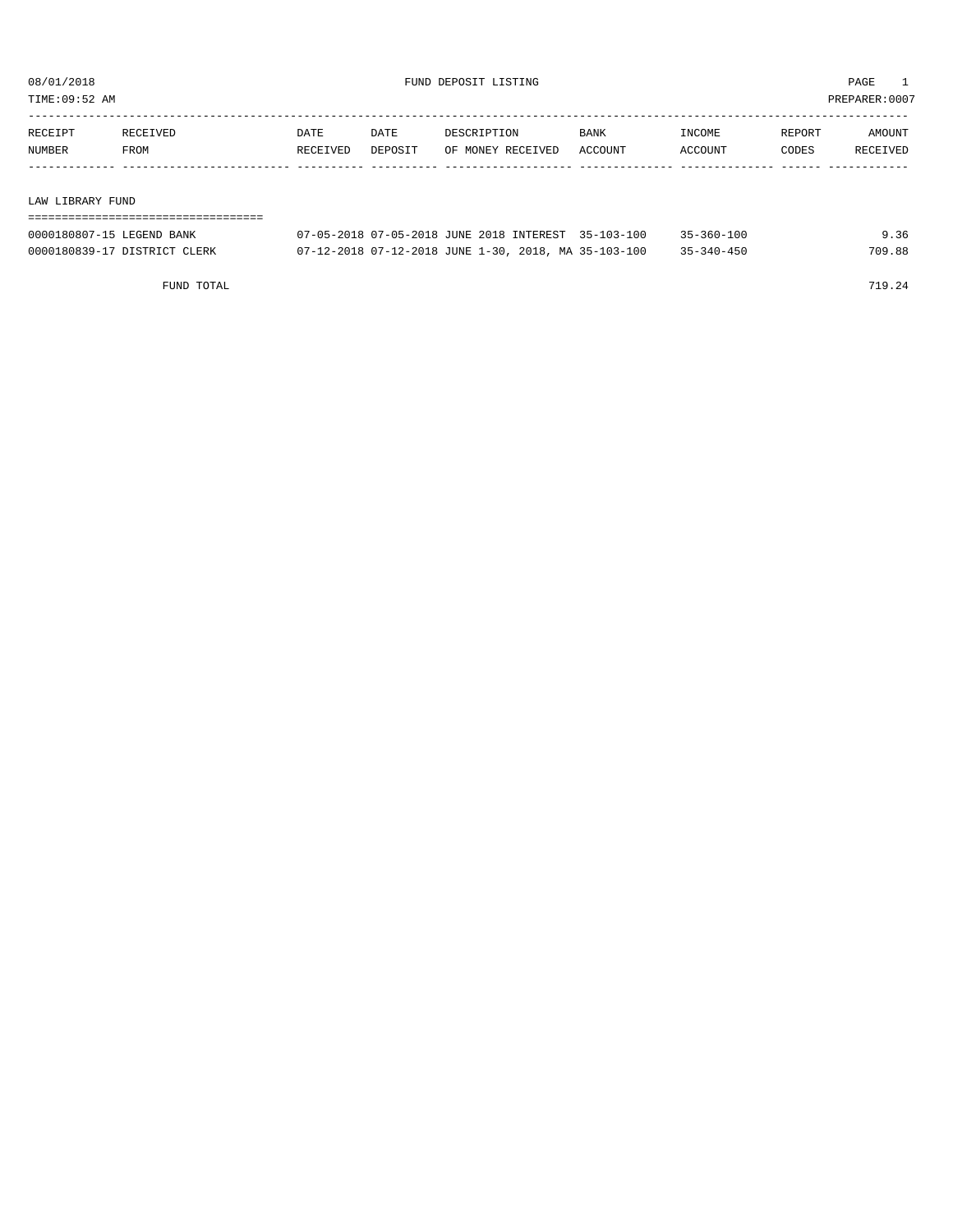08/01/2018 FUND DEPOSIT LISTING

TIME:09:52 AM PREPARER:0007

| RECEIPT NUMBER | RECEIVED FROM | DATE RECEIVED | DATE DEPOSIT | DESCRIPTION OF MONEY RECEIVED | BANK ACCOUNT | INCOME ACCOUNT | REPORT CODES | AMOUNT RECEIVED |
|---|---|---|---|---|---|---|---|---|

LAW LIBRARY FUND

| RECEIPT NUMBER | RECEIVED FROM | DATE RECEIVED | DATE DEPOSIT | DESCRIPTION OF MONEY RECEIVED | BANK ACCOUNT | INCOME ACCOUNT | REPORT CODES | AMOUNT RECEIVED |
|---|---|---|---|---|---|---|---|---|
| 0000180807-15 | LEGEND BANK | 07-05-2018 | 07-05-2018 | JUNE 2018 INTEREST | 35-103-100 | 35-360-100 | | 9.36 |
| 0000180839-17 | DISTRICT CLERK | 07-12-2018 | 07-12-2018 | JUNE 1-30, 2018, MA | 35-103-100 | 35-340-450 | | 709.88 |
| | FUND TOTAL | | | | | | | 719.24 |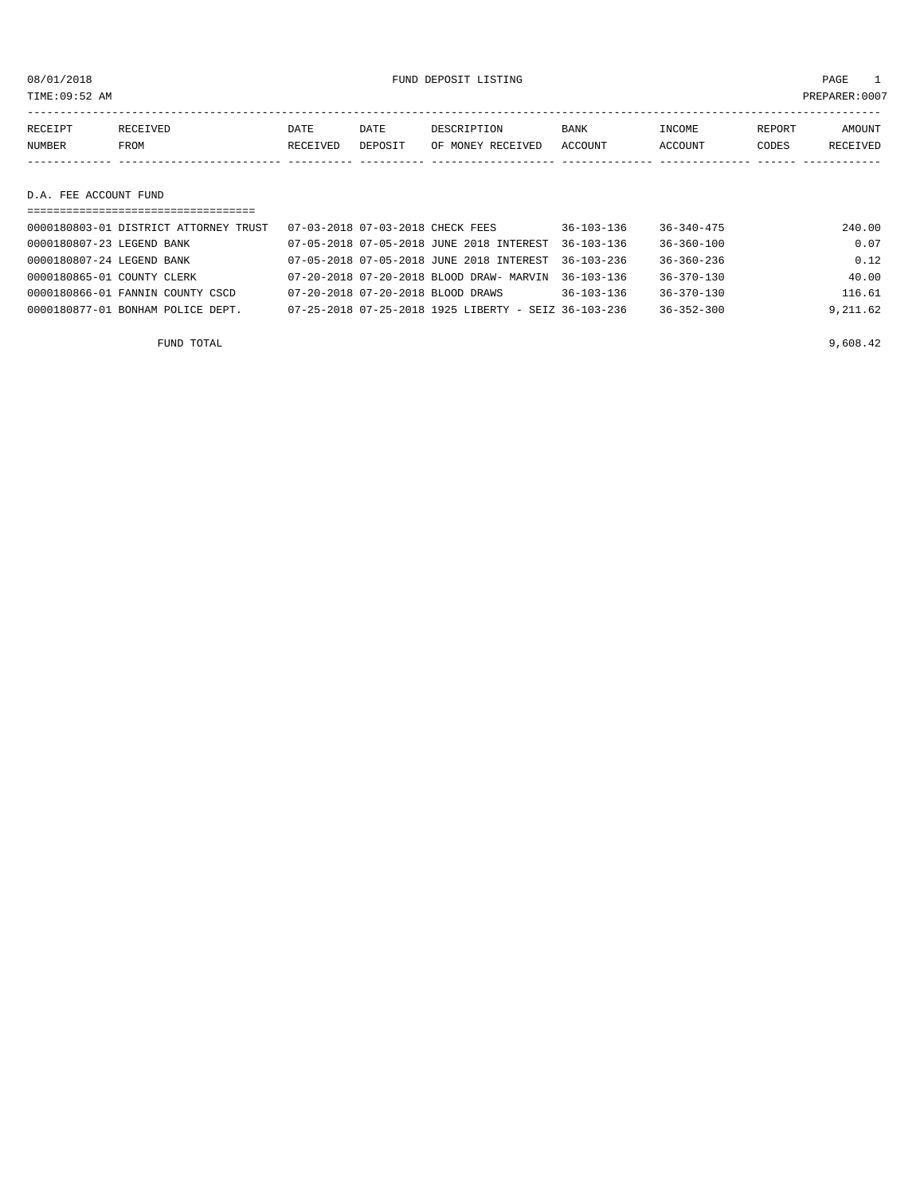08/01/2018 FUND DEPOSIT LISTING

TIME:09:52 AM PREPARER:0007

| RECEIPT NUMBER | RECEIVED FROM | DATE RECEIVED | DATE DEPOSIT | DESCRIPTION OF MONEY RECEIVED | BANK ACCOUNT | INCOME ACCOUNT | REPORT CODES | AMOUNT RECEIVED |
|---|---|---|---|---|---|---|---|---|
| **D.A. FEE ACCOUNT FUND** | | | | | | | | |
| 0000180803-01 | DISTRICT ATTORNEY TRUST | 07-03-2018 | 07-03-2018 | CHECK FEES | 36-103-136 | 36-340-475 | | 240.00 |
| 0000180807-23 | LEGEND BANK | 07-05-2018 | 07-05-2018 | JUNE 2018 INTEREST | 36-103-136 | 36-360-100 | | 0.07 |
| 0000180807-24 | LEGEND BANK | 07-05-2018 | 07-05-2018 | JUNE 2018 INTEREST | 36-103-236 | 36-360-236 | | 0.12 |
| 0000180865-01 | COUNTY CLERK | 07-20-2018 | 07-20-2018 | BLOOD DRAW- MARVIN | 36-103-136 | 36-370-130 | | 40.00 |
| 0000180866-01 | FANNIN COUNTY CSCD | 07-20-2018 | 07-20-2018 | BLOOD DRAWS | 36-103-136 | 36-370-130 | | 116.61 |
| 0000180877-01 | BONHAM POLICE DEPT. | 07-25-2018 | 07-25-2018 | 1925 LIBERTY - SEIZ | 36-103-236 | 36-352-300 | | 9,211.62 |
| | FUND TOTAL | | | | | | | 9,608.42 |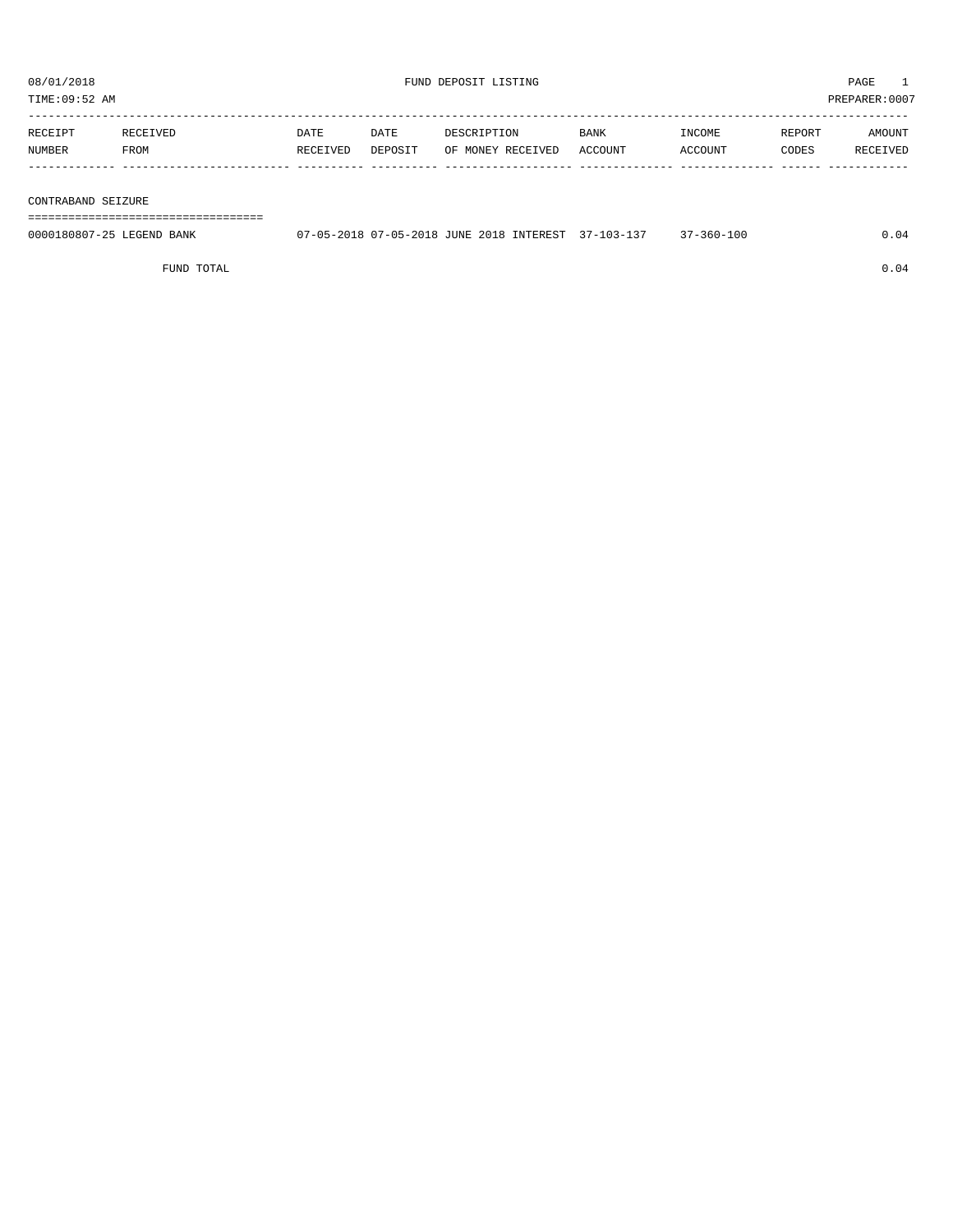08/01/2018 FUND DEPOSIT LISTING

TIME:09:52 AM PREPARER:0007

| RECEIPT NUMBER | RECEIVED FROM | DATE RECEIVED | DATE DEPOSIT | DESCRIPTION OF MONEY RECEIVED | BANK ACCOUNT | INCOME ACCOUNT | REPORT CODES | AMOUNT RECEIVED |
|---|---|---|---|---|---|---|---|---|
| **CONTRABAND SEIZURE** | | | | | | | | |
| 0000180807-25 | LEGEND BANK | 07-05-2018 | 07-05-2018 | JUNE 2018 INTEREST | 37-103-137 | 37-360-100 | | 0.04 |
| | FUND TOTAL | | | | | | | 0.04 |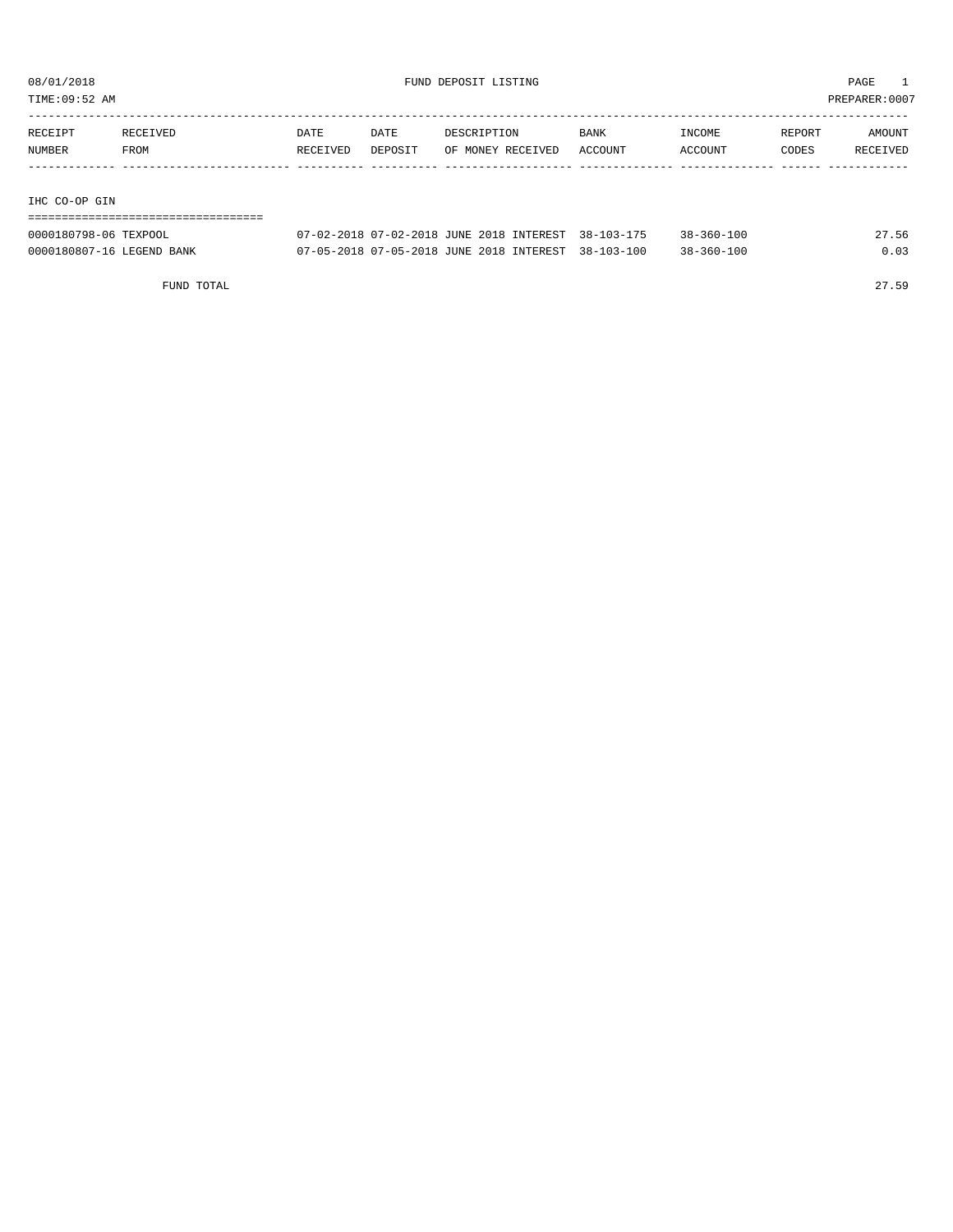08/01/2018 FUND DEPOSIT LISTING

TIME:09:52 AM PREPARER:0007

| RECEIPT NUMBER | RECEIVED FROM | DATE RECEIVED | DATE DEPOSIT | DESCRIPTION OF MONEY RECEIVED | BANK ACCOUNT | INCOME ACCOUNT | REPORT CODES | AMOUNT RECEIVED |
|---|---|---|---|---|---|---|---|---|
| **IHC CO-OP GIN** | | | | | | | | |
| 0000180798-06 | TEXPOOL | 07-02-2018 | 07-02-2018 | JUNE 2018 INTEREST | 38-103-175 | 38-360-100 | | 27.56 |
| 0000180807-16 | LEGEND BANK | 07-05-2018 | 07-05-2018 | JUNE 2018 INTEREST | 38-103-100 | 38-360-100 | | 0.03 |
| | FUND TOTAL | | | | | | | 27.59 |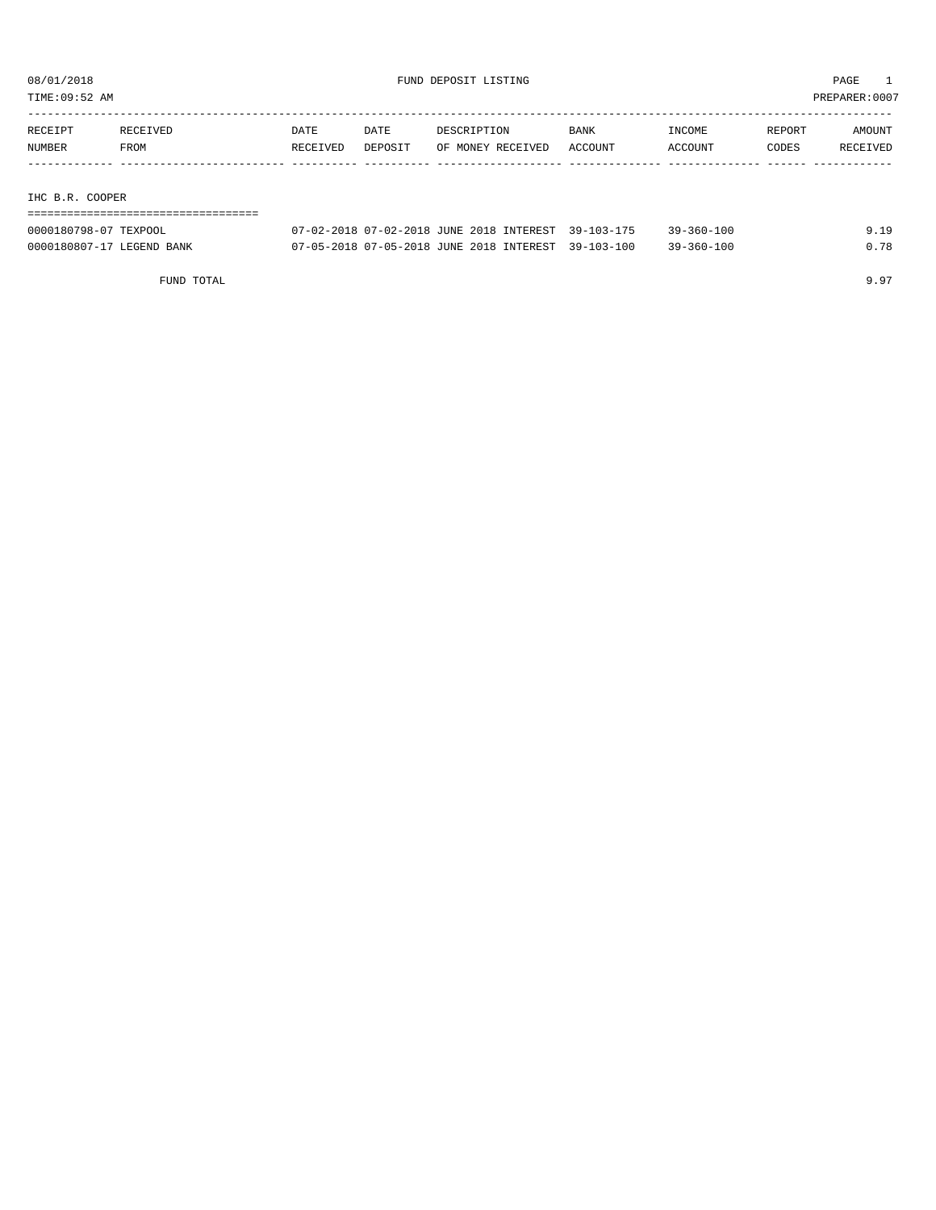08/01/2018 FUND DEPOSIT LISTING

TIME:09:52 AM PREPARER:0007

| RECEIPT NUMBER | RECEIVED FROM | DATE RECEIVED | DATE DEPOSIT | DESCRIPTION OF MONEY RECEIVED | BANK ACCOUNT | INCOME ACCOUNT | REPORT CODES | AMOUNT RECEIVED |
|---|---|---|---|---|---|---|---|---|
| **IHC B.R. COOPER** | | | | | | | | |
| 0000180798-07 | TEXPOOL | 07-02-2018 | 07-02-2018 | JUNE 2018 INTEREST | 39-103-175 | 39-360-100 | | 9.19 |
| 0000180807-17 | LEGEND BANK | 07-05-2018 | 07-05-2018 | JUNE 2018 INTEREST | 39-103-100 | 39-360-100 | | 0.78 |
| | FUND TOTAL | | | | | | | 9.97 |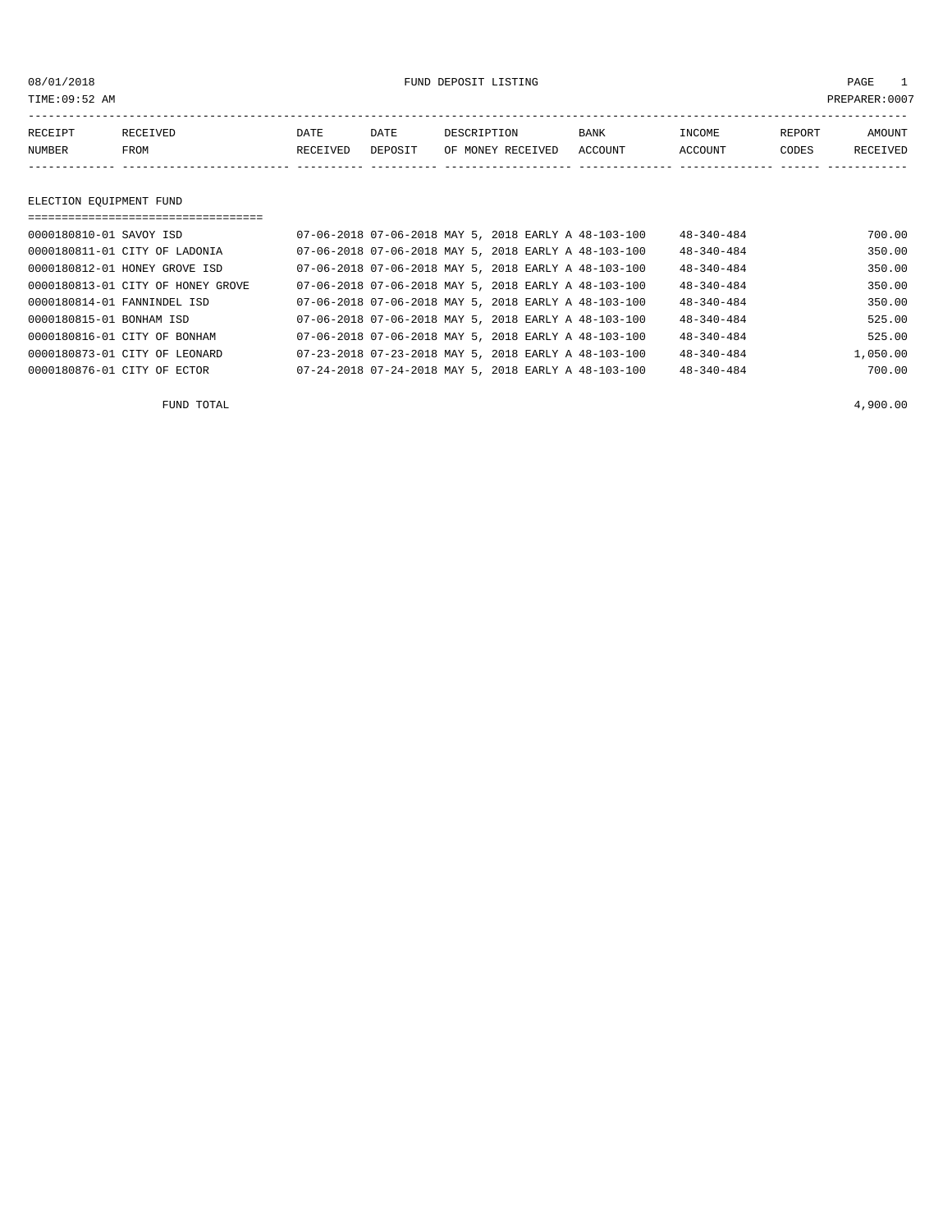08/01/2018 FUND DEPOSIT LISTING

TIME:09:52 AM PREPARER:0007

## ELECTION EQUIPMENT FUND

| RECEIPT NUMBER | RECEIVED FROM | DATE RECEIVED | DATE DEPOSIT | DESCRIPTION OF MONEY RECEIVED | BANK ACCOUNT | INCOME ACCOUNT | REPORT CODES | AMOUNT RECEIVED |
|---|---|---|---|---|---|---|---|---|
| 0000180810-01 | SAVOY ISD | 07-06-2018 | 07-06-2018 | MAY 5, 2018 EARLY A | 48-103-100 | 48-340-484 | | 700.00 |
| 0000180811-01 | CITY OF LADONIA | 07-06-2018 | 07-06-2018 | MAY 5, 2018 EARLY A | 48-103-100 | 48-340-484 | | 350.00 |
| 0000180812-01 | HONEY GROVE ISD | 07-06-2018 | 07-06-2018 | MAY 5, 2018 EARLY A | 48-103-100 | 48-340-484 | | 350.00 |
| 0000180813-01 | CITY OF HONEY GROVE | 07-06-2018 | 07-06-2018 | MAY 5, 2018 EARLY A | 48-103-100 | 48-340-484 | | 350.00 |
| 0000180814-01 | FANNINDEL ISD | 07-06-2018 | 07-06-2018 | MAY 5, 2018 EARLY A | 48-103-100 | 48-340-484 | | 350.00 |
| 0000180815-01 | BONHAM ISD | 07-06-2018 | 07-06-2018 | MAY 5, 2018 EARLY A | 48-103-100 | 48-340-484 | | 525.00 |
| 0000180816-01 | CITY OF BONHAM | 07-06-2018 | 07-06-2018 | MAY 5, 2018 EARLY A | 48-103-100 | 48-340-484 | | 525.00 |
| 0000180873-01 | CITY OF LEONARD | 07-23-2018 | 07-23-2018 | MAY 5, 2018 EARLY A | 48-103-100 | 48-340-484 | | 1,050.00 |
| 0000180876-01 | CITY OF ECTOR | 07-24-2018 | 07-24-2018 | MAY 5, 2018 EARLY A | 48-103-100 | 48-340-484 | | 700.00 |
| | FUND TOTAL | | | | | | | 4,900.00 |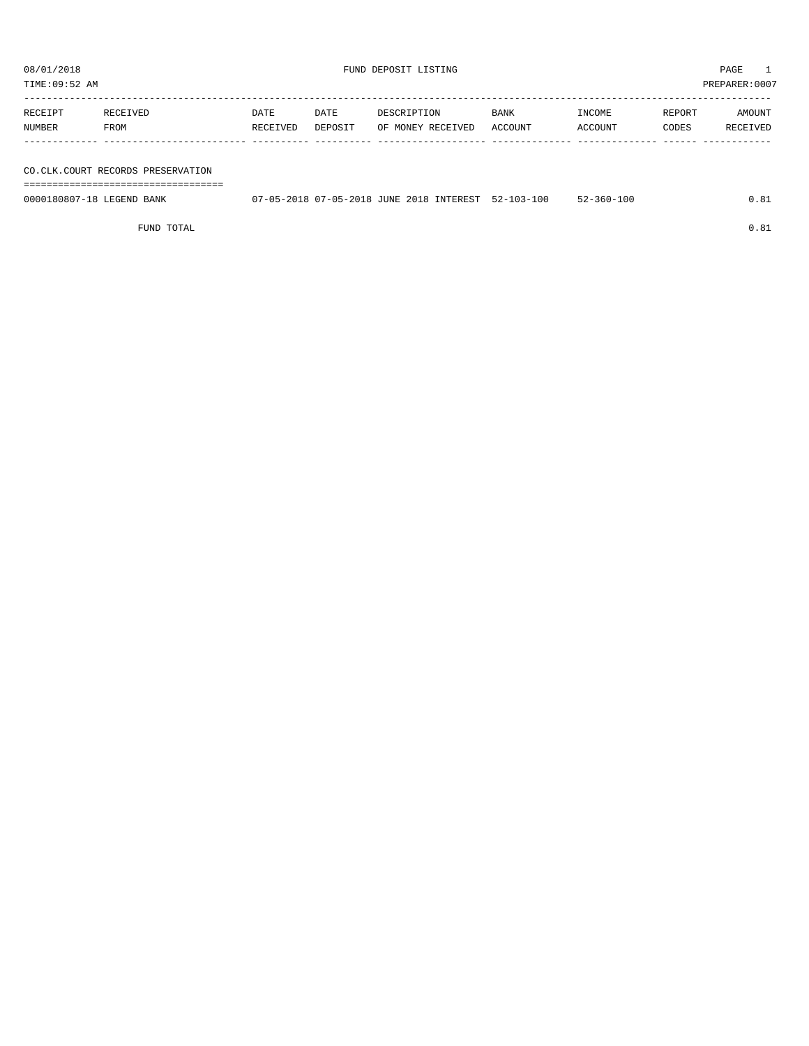08/01/2018 FUND DEPOSIT LISTING

TIME:09:52 AM PREPARER:0007

| RECEIPT NUMBER | RECEIVED FROM | DATE RECEIVED | DATE DEPOSIT | DESCRIPTION OF MONEY RECEIVED | BANK ACCOUNT | INCOME ACCOUNT | REPORT CODES | AMOUNT RECEIVED |
|---|---|---|---|---|---|---|---|---|
| **CO.CLK.COURT RECORDS PRESERVATION** | | | | | | | | |
| 0000180807-18 | LEGEND BANK | 07-05-2018 | 07-05-2018 | JUNE 2018 INTEREST | 52-103-100 | 52-360-100 | | 0.81 |
| | FUND TOTAL | | | | | | | 0.81 |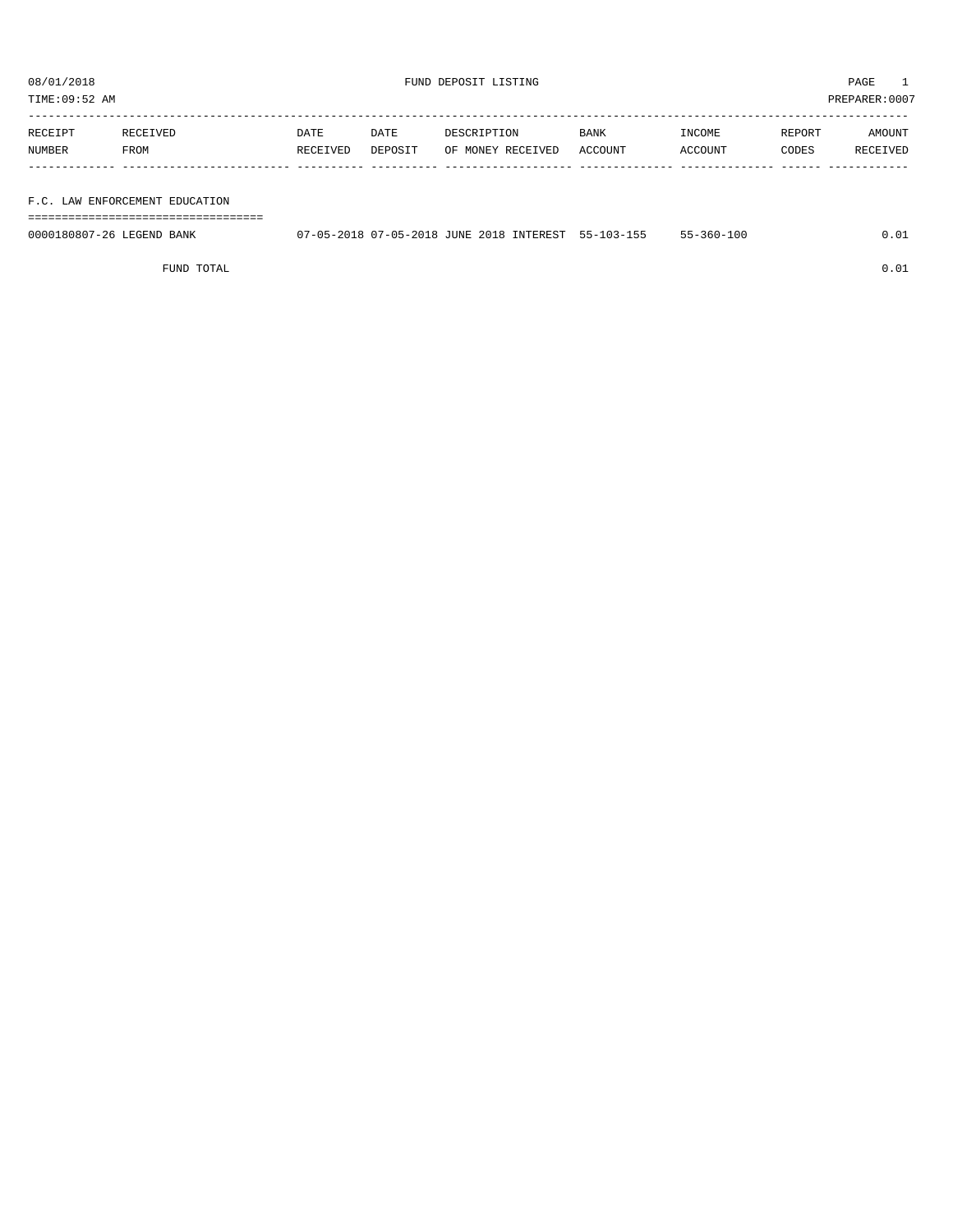08/01/2018 FUND DEPOSIT LISTING PAGE 1
TIME:09:52 AM PREPARER:0007

| RECEIPT NUMBER | RECEIVED FROM | DATE RECEIVED | DATE DEPOSIT | DESCRIPTION OF MONEY RECEIVED | BANK ACCOUNT | INCOME ACCOUNT | REPORT CODES | AMOUNT RECEIVED |
|---|---|---|---|---|---|---|---|---|
| **F.C. LAW ENFORCEMENT EDUCATION** | | | | | | | | |
| 0000180807-26 | LEGEND BANK | 07-05-2018 | 07-05-2018 | JUNE 2018 INTEREST | 55-103-155 | 55-360-100 | | 0.01 |
| | FUND TOTAL | | | | | | | 0.01 |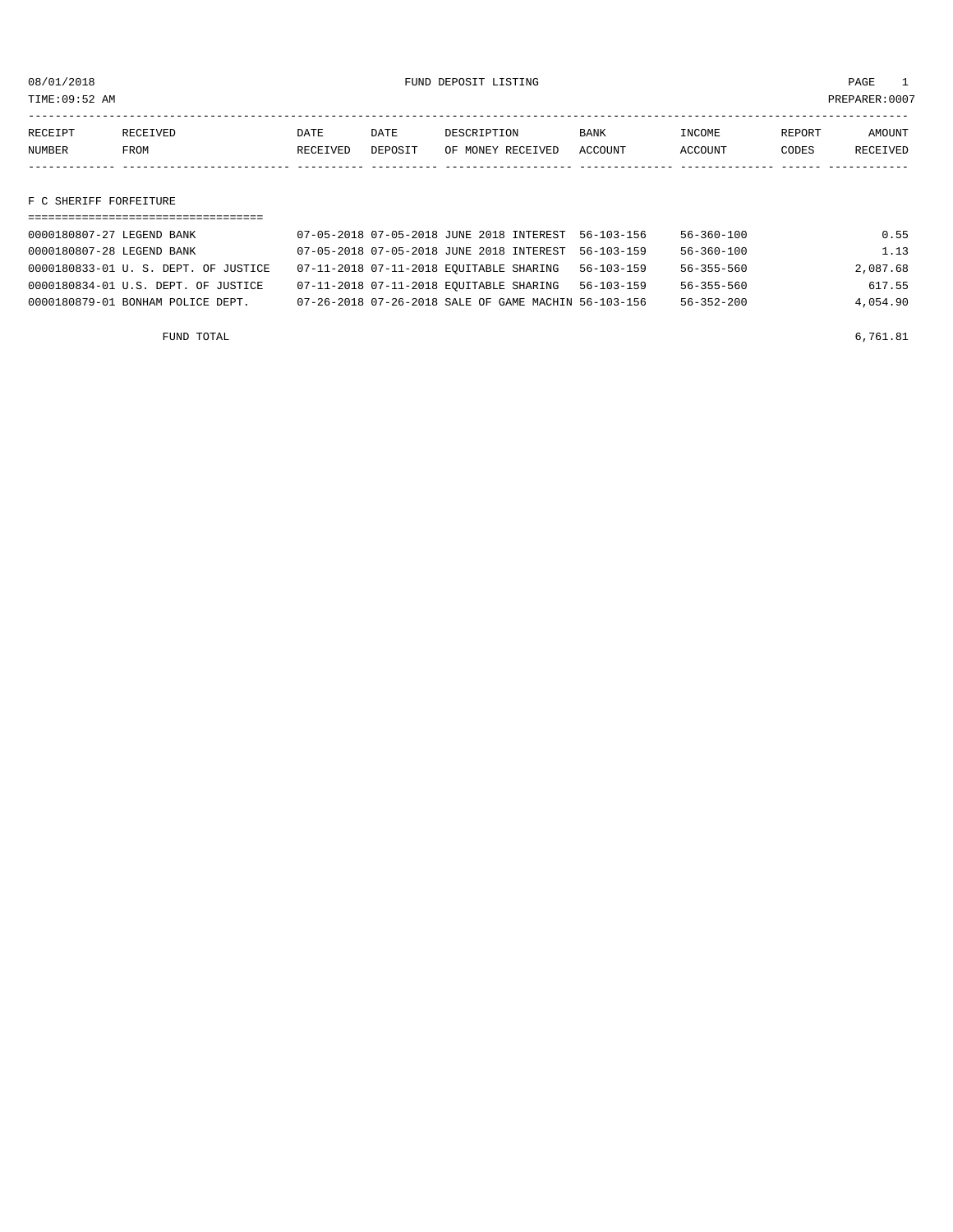08/01/2018 FUND DEPOSIT LISTING PAGE 1

TIME:09:52 AM PREPARER:0007

| RECEIPT NUMBER | RECEIVED FROM | DATE RECEIVED | DATE DEPOSIT | DESCRIPTION OF MONEY RECEIVED | BANK ACCOUNT | INCOME ACCOUNT | REPORT CODES | AMOUNT RECEIVED |
|---|---|---|---|---|---|---|---|---|
| **F C SHERIFF FORFEITURE** | | | | | | | | |
| 0000180807-27 | LEGEND BANK | 07-05-2018 | 07-05-2018 | JUNE 2018 INTEREST | 56-103-156 | 56-360-100 | | 0.55 |
| 0000180807-28 | LEGEND BANK | 07-05-2018 | 07-05-2018 | JUNE 2018 INTEREST | 56-103-159 | 56-360-100 | | 1.13 |
| 0000180833-01 | U. S. DEPT. OF JUSTICE | 07-11-2018 | 07-11-2018 | EQUITABLE SHARING | 56-103-159 | 56-355-560 | | 2,087.68 |
| 0000180834-01 | U.S. DEPT. OF JUSTICE | 07-11-2018 | 07-11-2018 | EQUITABLE SHARING | 56-103-159 | 56-355-560 | | 617.55 |
| 0000180879-01 | BONHAM POLICE DEPT. | 07-26-2018 | 07-26-2018 | SALE OF GAME MACHIN | 56-103-156 | 56-352-200 | | 4,054.90 |
| | FUND TOTAL | | | | | | | 6,761.81 |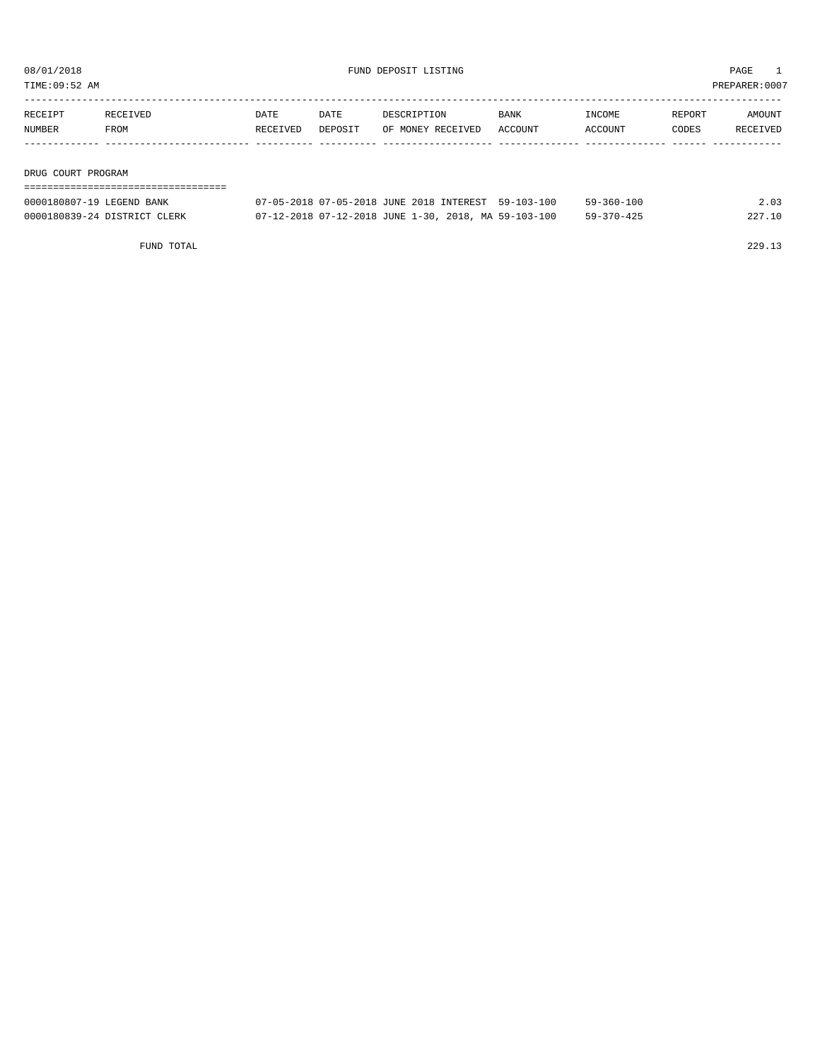08/01/2018 FUND DEPOSIT LISTING

TIME:09:52 AM PREPARER:0007

| RECEIPT NUMBER | RECEIVED FROM | DATE RECEIVED | DATE DEPOSIT | DESCRIPTION OF MONEY RECEIVED | BANK ACCOUNT | INCOME ACCOUNT | REPORT CODES | AMOUNT RECEIVED |
|---|---|---|---|---|---|---|---|---|
| **DRUG COURT PROGRAM** | | | | | | | | |
| 0000180807-19 | LEGEND BANK | 07-05-2018 | 07-05-2018 | JUNE 2018 INTEREST | 59-103-100 | 59-360-100 | | 2.03 |
| 0000180839-24 | DISTRICT CLERK | 07-12-2018 | 07-12-2018 | JUNE 1-30, 2018, MA | 59-103-100 | 59-370-425 | | 227.10 |
| | FUND TOTAL | | | | | | | 229.13 |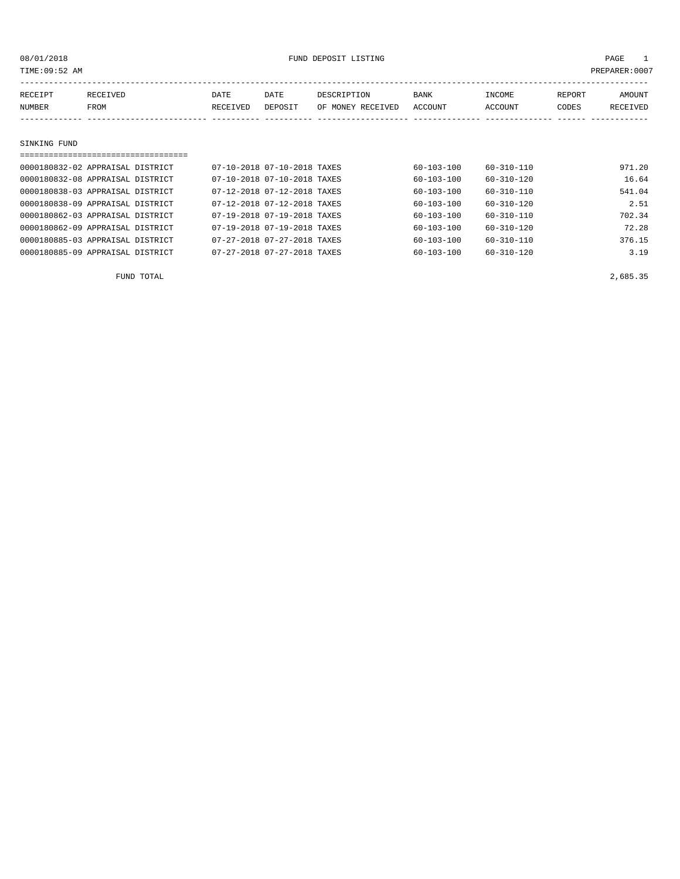08/01/2018 FUND DEPOSIT LISTING

TIME:09:52 AM PREPARER:0007

| RECEIPT NUMBER | RECEIVED FROM | DATE RECEIVED | DATE DEPOSIT | DESCRIPTION OF MONEY RECEIVED | BANK ACCOUNT | INCOME ACCOUNT | REPORT CODES | AMOUNT RECEIVED |
|---|---|---|---|---|---|---|---|---|
| **SINKING FUND** | | | | | | | | |
| 0000180832-02 | APPRAISAL DISTRICT | 07-10-2018 | 07-10-2018 | TAXES | 60-103-100 | 60-310-110 | | 971.20 |
| 0000180832-08 | APPRAISAL DISTRICT | 07-10-2018 | 07-10-2018 | TAXES | 60-103-100 | 60-310-120 | | 16.64 |
| 0000180838-03 | APPRAISAL DISTRICT | 07-12-2018 | 07-12-2018 | TAXES | 60-103-100 | 60-310-110 | | 541.04 |
| 0000180838-09 | APPRAISAL DISTRICT | 07-12-2018 | 07-12-2018 | TAXES | 60-103-100 | 60-310-120 | | 2.51 |
| 0000180862-03 | APPRAISAL DISTRICT | 07-19-2018 | 07-19-2018 | TAXES | 60-103-100 | 60-310-110 | | 702.34 |
| 0000180862-09 | APPRAISAL DISTRICT | 07-19-2018 | 07-19-2018 | TAXES | 60-103-100 | 60-310-120 | | 72.28 |
| 0000180885-03 | APPRAISAL DISTRICT | 07-27-2018 | 07-27-2018 | TAXES | 60-103-100 | 60-310-110 | | 376.15 |
| 0000180885-09 | APPRAISAL DISTRICT | 07-27-2018 | 07-27-2018 | TAXES | 60-103-100 | 60-310-120 | | 3.19 |
| | FUND TOTAL | | | | | | | 2,685.35 |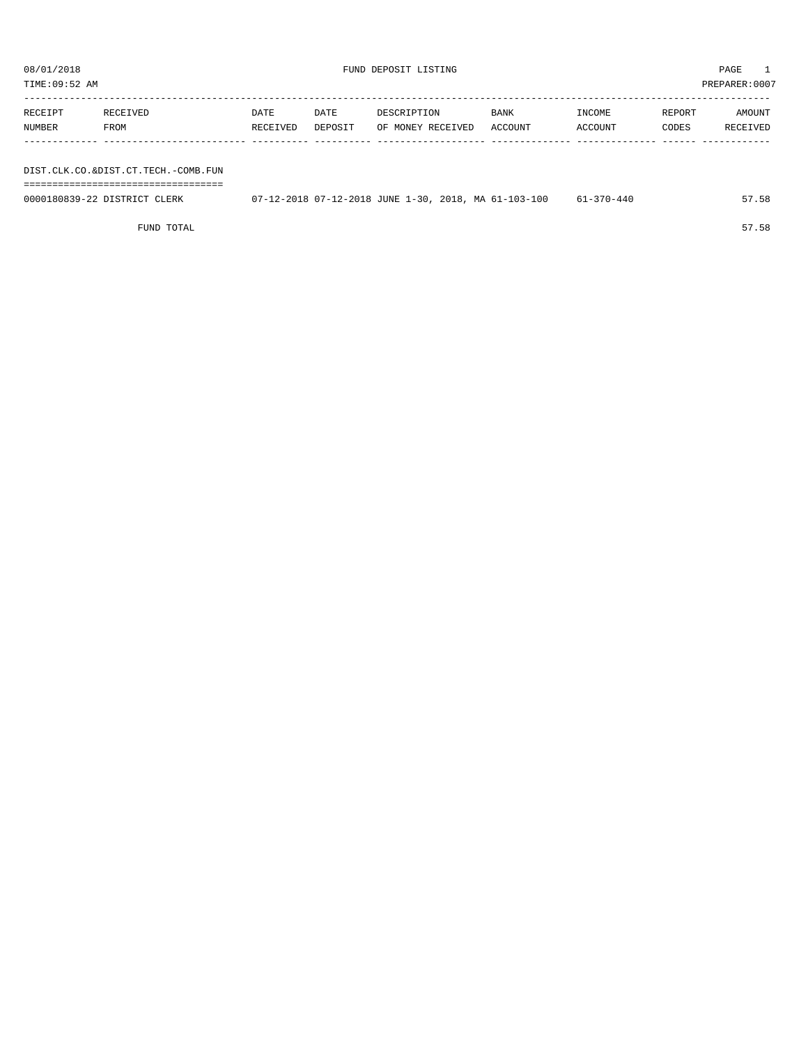FUND DEPOSIT LISTING

08/01/2018
TIME:09:52 AM
PREPARER:0007

| RECEIPT NUMBER | RECEIVED FROM | DATE RECEIVED | DATE DEPOSIT | DESCRIPTION OF MONEY RECEIVED | BANK ACCOUNT | INCOME ACCOUNT | REPORT CODES | AMOUNT RECEIVED |
|---|---|---|---|---|---|---|---|---|
| DIST.CLK.CO.&DIST.CT.TECH.-COMB.FUN | | | | | | | | |
| 0000180839-22 | DISTRICT CLERK | 07-12-2018 | 07-12-2018 | JUNE 1-30, 2018, MA | 61-103-100 | 61-370-440 | | 57.58 |
| | FUND TOTAL | | | | | | | 57.58 |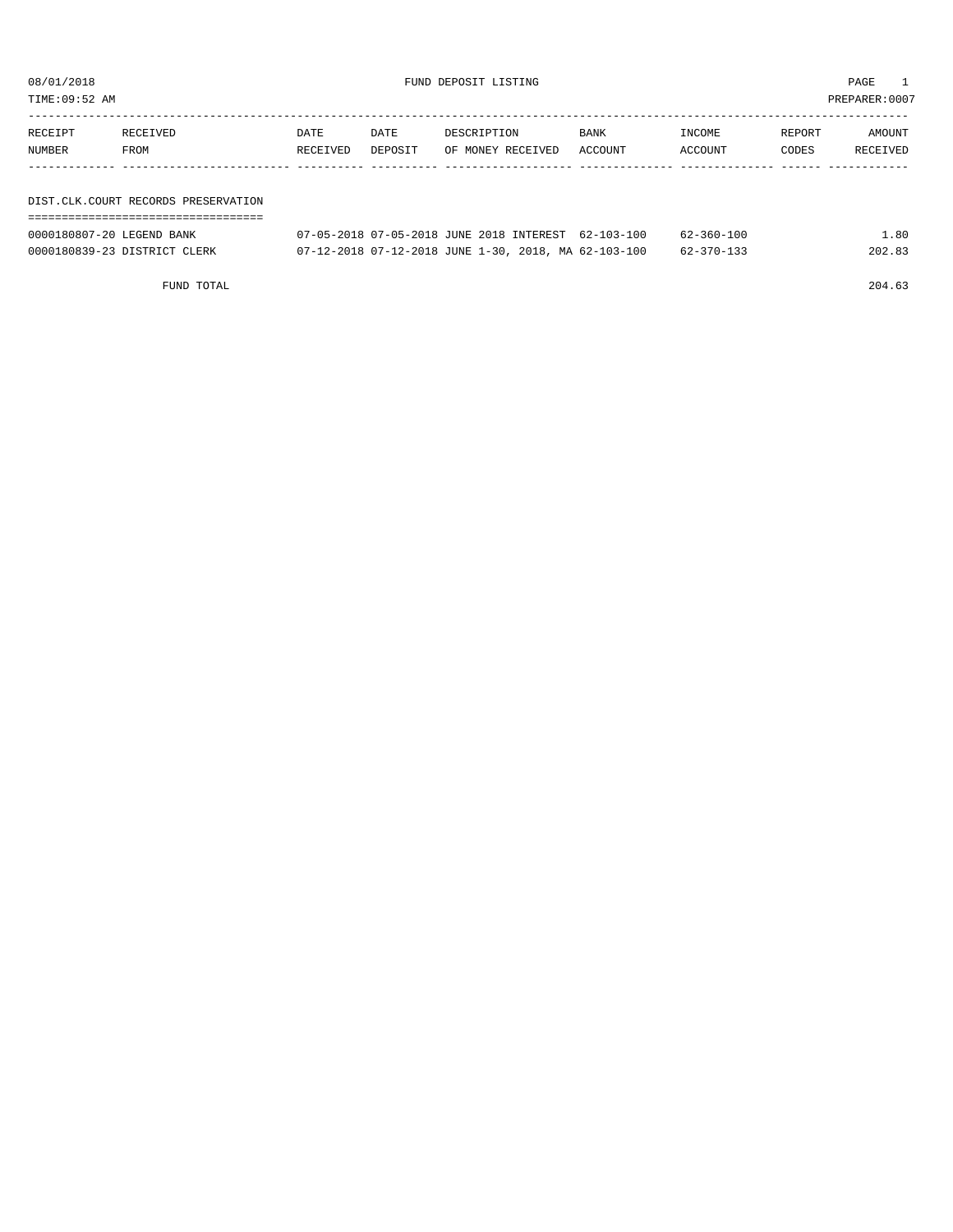08/01/2018 FUND DEPOSIT LISTING

TIME:09:52 AM PREPARER:0007

| RECEIPT NUMBER | RECEIVED FROM | DATE RECEIVED | DATE DEPOSIT | DESCRIPTION OF MONEY RECEIVED | BANK ACCOUNT | INCOME ACCOUNT | REPORT CODES | AMOUNT RECEIVED |
|---|---|---|---|---|---|---|---|---|

## DIST.CLK.COURT RECORDS PRESERVATION

| RECEIPT NUMBER | RECEIVED FROM | DATE RECEIVED | DATE DEPOSIT | DESCRIPTION OF MONEY RECEIVED | BANK ACCOUNT | INCOME ACCOUNT | REPORT CODES | AMOUNT RECEIVED |
|---|---|---|---|---|---|---|---|---|
| 0000180807-20 | LEGEND BANK | 07-05-2018 | 07-05-2018 | JUNE 2018 INTEREST | 62-103-100 | 62-360-100 | | 1.80 |
| 0000180839-23 | DISTRICT CLERK | 07-12-2018 | 07-12-2018 | JUNE 1-30, 2018, MA | 62-103-100 | 62-370-133 | | 202.83 |
| | FUND TOTAL | | | | | | | 204.63 |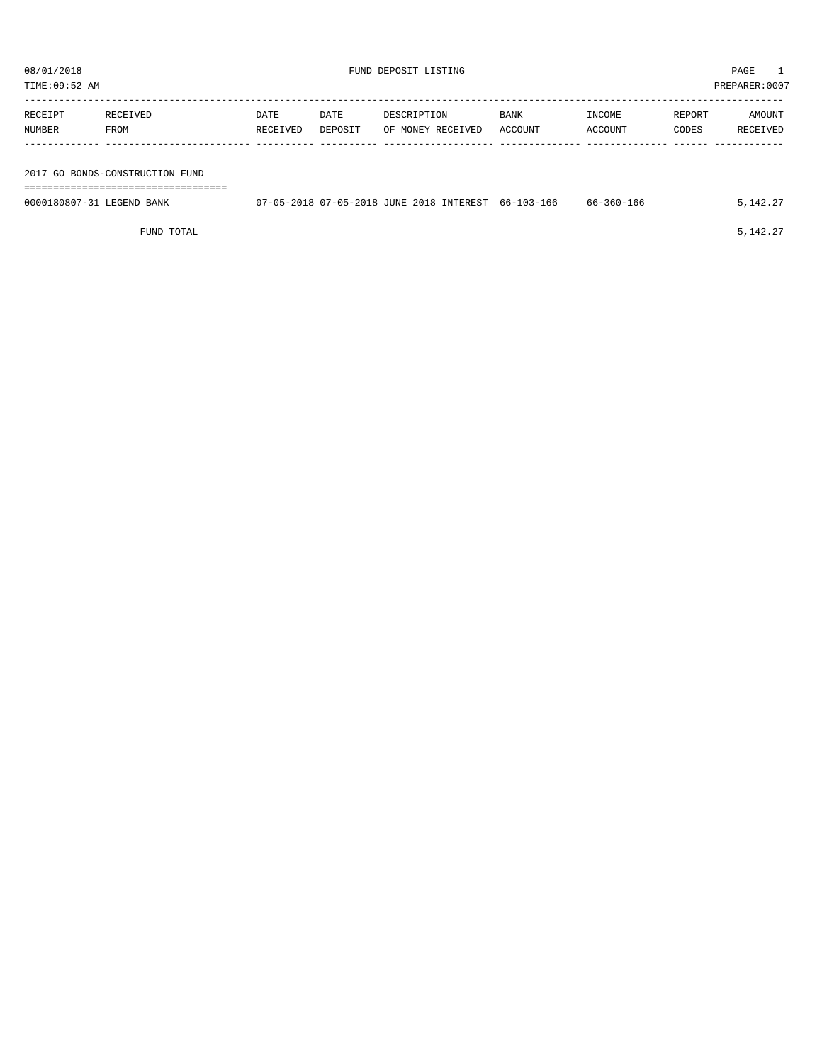08/01/2018 FUND DEPOSIT LISTING PAGE 1

TIME:09:52 AM PREPARER:0007

| RECEIPT NUMBER | RECEIVED FROM | DATE RECEIVED | DATE DEPOSIT | DESCRIPTION OF MONEY RECEIVED | BANK ACCOUNT | INCOME ACCOUNT | REPORT CODES | AMOUNT RECEIVED |
|---|---|---|---|---|---|---|---|---|
| **2017 GO BONDS-CONSTRUCTION FUND** | | | | | | | | |
| 0000180807-31 | LEGEND BANK | 07-05-2018 | 07-05-2018 | JUNE 2018 INTEREST | 66-103-166 | 66-360-166 | | 5,142.27 |
| | FUND TOTAL | | | | | | | 5,142.27 |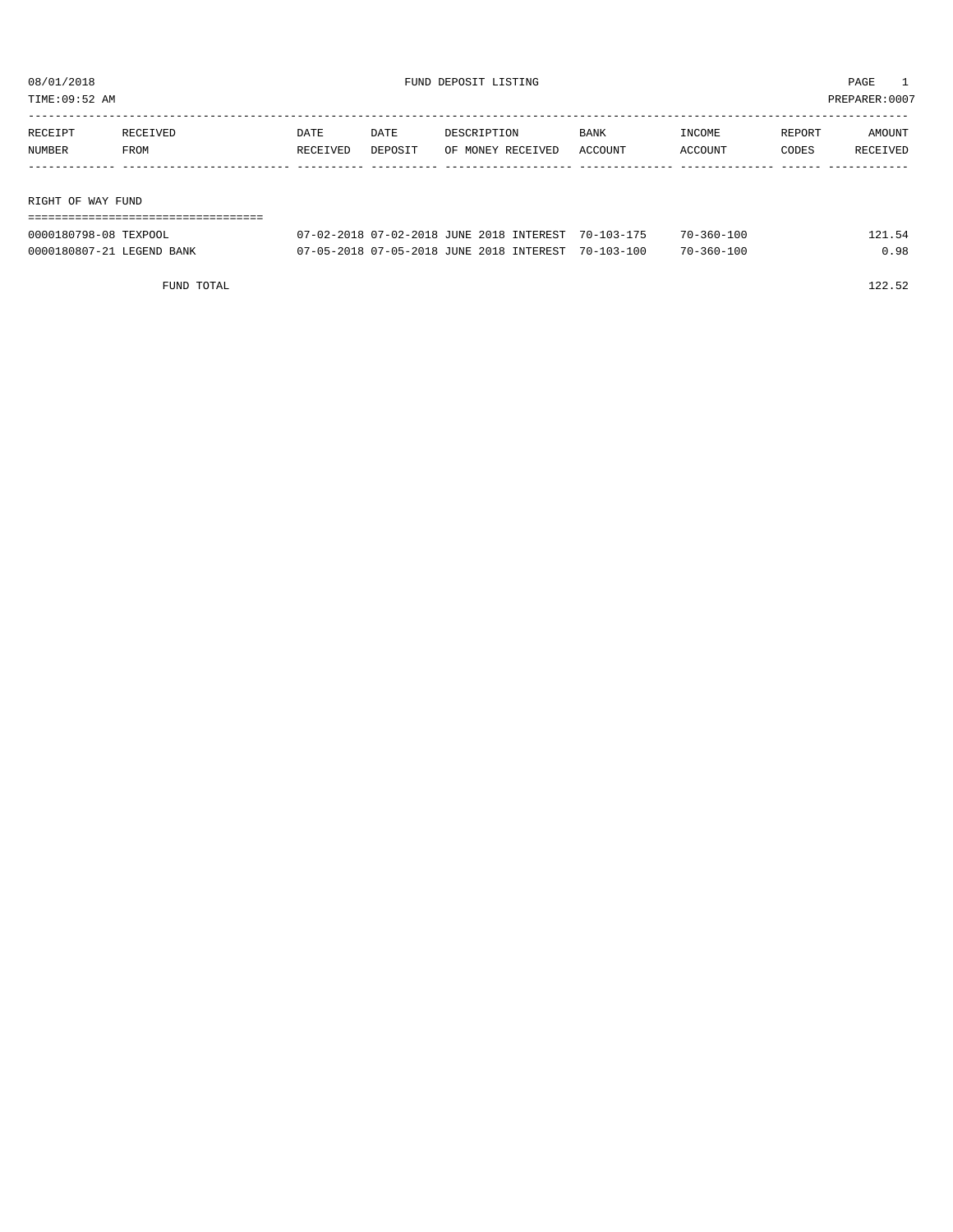08/01/2018 FUND DEPOSIT LISTING

TIME:09:52 AM PREPARER:0007

| RECEIPT NUMBER | RECEIVED FROM | DATE RECEIVED | DATE DEPOSIT | DESCRIPTION OF MONEY RECEIVED | BANK ACCOUNT | INCOME ACCOUNT | REPORT CODES | AMOUNT RECEIVED |
|---|---|---|---|---|---|---|---|---|
| **RIGHT OF WAY FUND** | | | | | | | | |
| 0000180798-08 | TEXPOOL | 07-02-2018 | 07-02-2018 | JUNE 2018 INTEREST | 70-103-175 | 70-360-100 | | 121.54 |
| 0000180807-21 | LEGEND BANK | 07-05-2018 | 07-05-2018 | JUNE 2018 INTEREST | 70-103-100 | 70-360-100 | | 0.98 |
| | FUND TOTAL | | | | | | | 122.52 |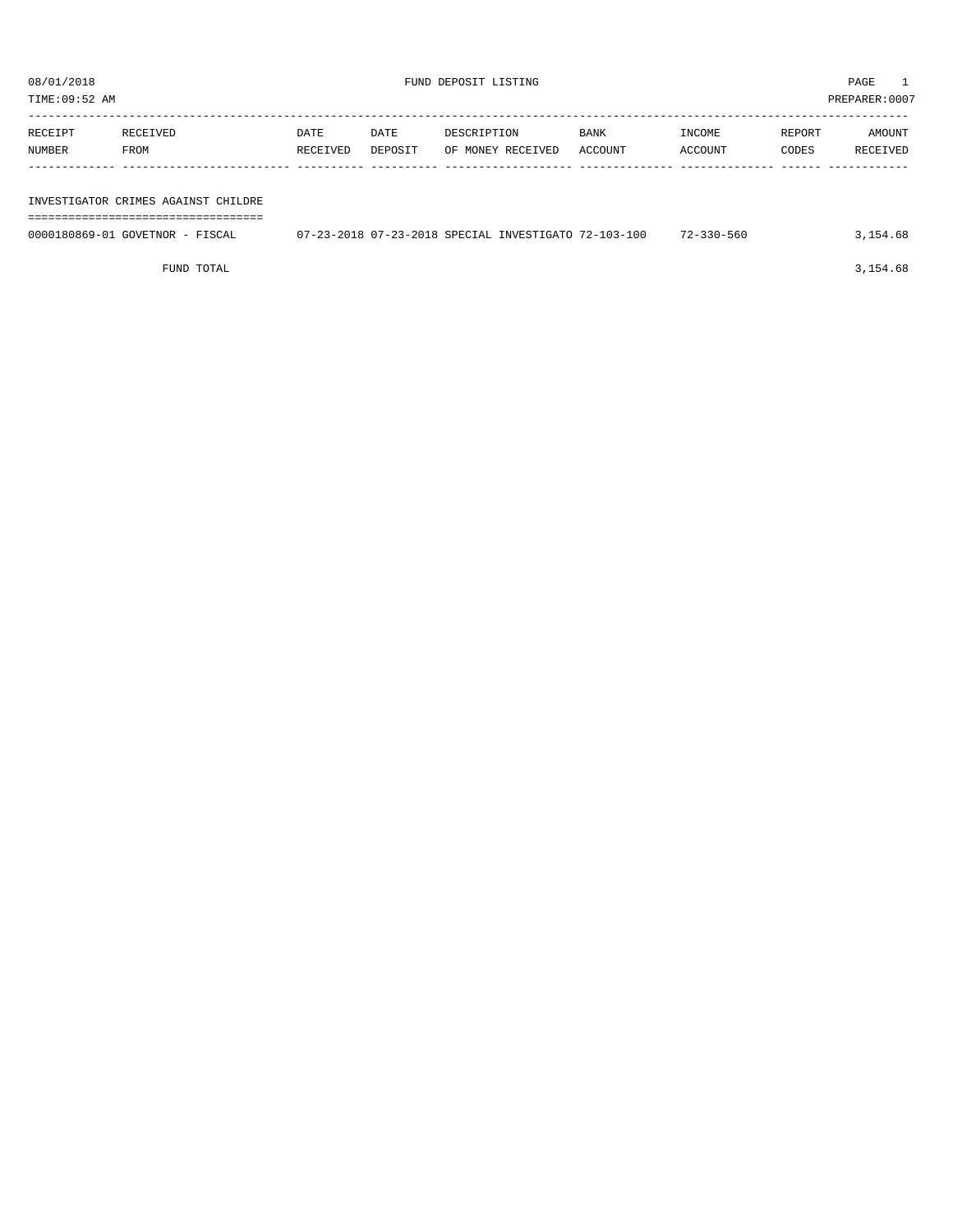08/01/2018 FUND DEPOSIT LISTING

TIME:09:52 AM PREPARER:0007

| RECEIPT NUMBER | RECEIVED FROM | DATE RECEIVED | DATE DEPOSIT | DESCRIPTION OF MONEY RECEIVED | BANK ACCOUNT | INCOME ACCOUNT | REPORT CODES | AMOUNT RECEIVED |
|---|---|---|---|---|---|---|---|---|
| **INVESTIGATOR CRIMES AGAINST CHILDRE** | | | | | | | | |
| 0000180869-01 | GOVETNOR - FISCAL | 07-23-2018 | 07-23-2018 | SPECIAL INVESTIGATO | 72-103-100 | 72-330-560 | | 3,154.68 |
| | FUND TOTAL | | | | | | | 3,154.68 |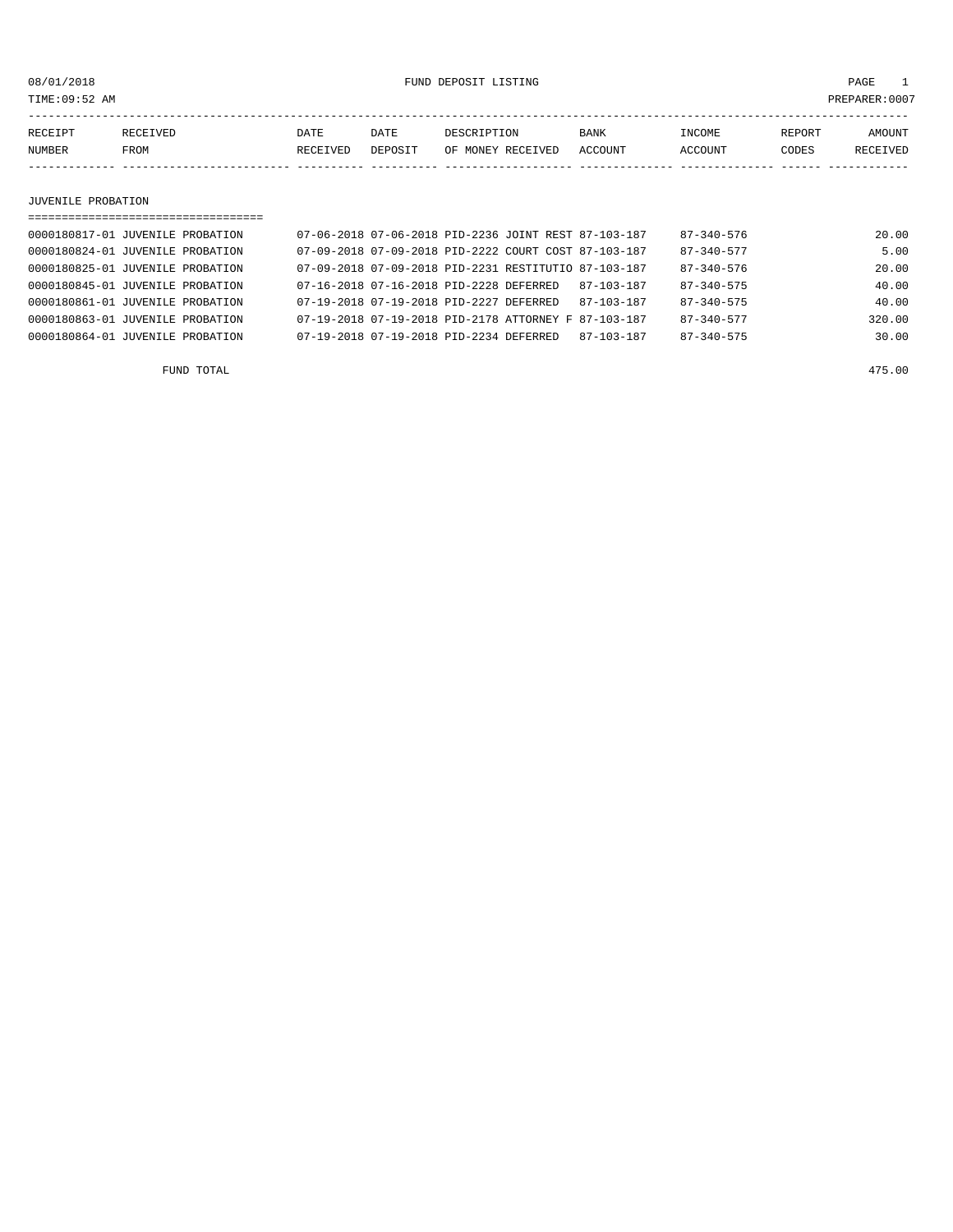08/01/2018 FUND DEPOSIT LISTING

TIME:09:52 AM PREPARER:0007

| RECEIPT NUMBER | RECEIVED FROM | DATE RECEIVED | DATE DEPOSIT | DESCRIPTION OF MONEY RECEIVED | BANK ACCOUNT | INCOME ACCOUNT | REPORT CODES | AMOUNT RECEIVED |
|---|---|---|---|---|---|---|---|---|

## JUVENILE PROBATION

| RECEIPT NUMBER | RECEIVED FROM | DATE RECEIVED | DATE DEPOSIT | DESCRIPTION OF MONEY RECEIVED | BANK ACCOUNT | INCOME ACCOUNT | REPORT CODES | AMOUNT RECEIVED |
|---|---|---|---|---|---|---|---|---|
| 0000180817-01 | JUVENILE PROBATION | 07-06-2018 | 07-06-2018 | PID-2236 JOINT REST | 87-103-187 | 87-340-576 | | 20.00 |
| 0000180824-01 | JUVENILE PROBATION | 07-09-2018 | 07-09-2018 | PID-2222 COURT COST | 87-103-187 | 87-340-577 | | 5.00 |
| 0000180825-01 | JUVENILE PROBATION | 07-09-2018 | 07-09-2018 | PID-2231 RESTITUTIO | 87-103-187 | 87-340-576 | | 20.00 |
| 0000180845-01 | JUVENILE PROBATION | 07-16-2018 | 07-16-2018 | PID-2228 DEFERRED | 87-103-187 | 87-340-575 | | 40.00 |
| 0000180861-01 | JUVENILE PROBATION | 07-19-2018 | 07-19-2018 | PID-2227 DEFERRED | 87-103-187 | 87-340-575 | | 40.00 |
| 0000180863-01 | JUVENILE PROBATION | 07-19-2018 | 07-19-2018 | PID-2178 ATTORNEY F | 87-103-187 | 87-340-577 | | 320.00 |
| 0000180864-01 | JUVENILE PROBATION | 07-19-2018 | 07-19-2018 | PID-2234 DEFERRED | 87-103-187 | 87-340-575 | | 30.00 |

FUND TOTAL 475.00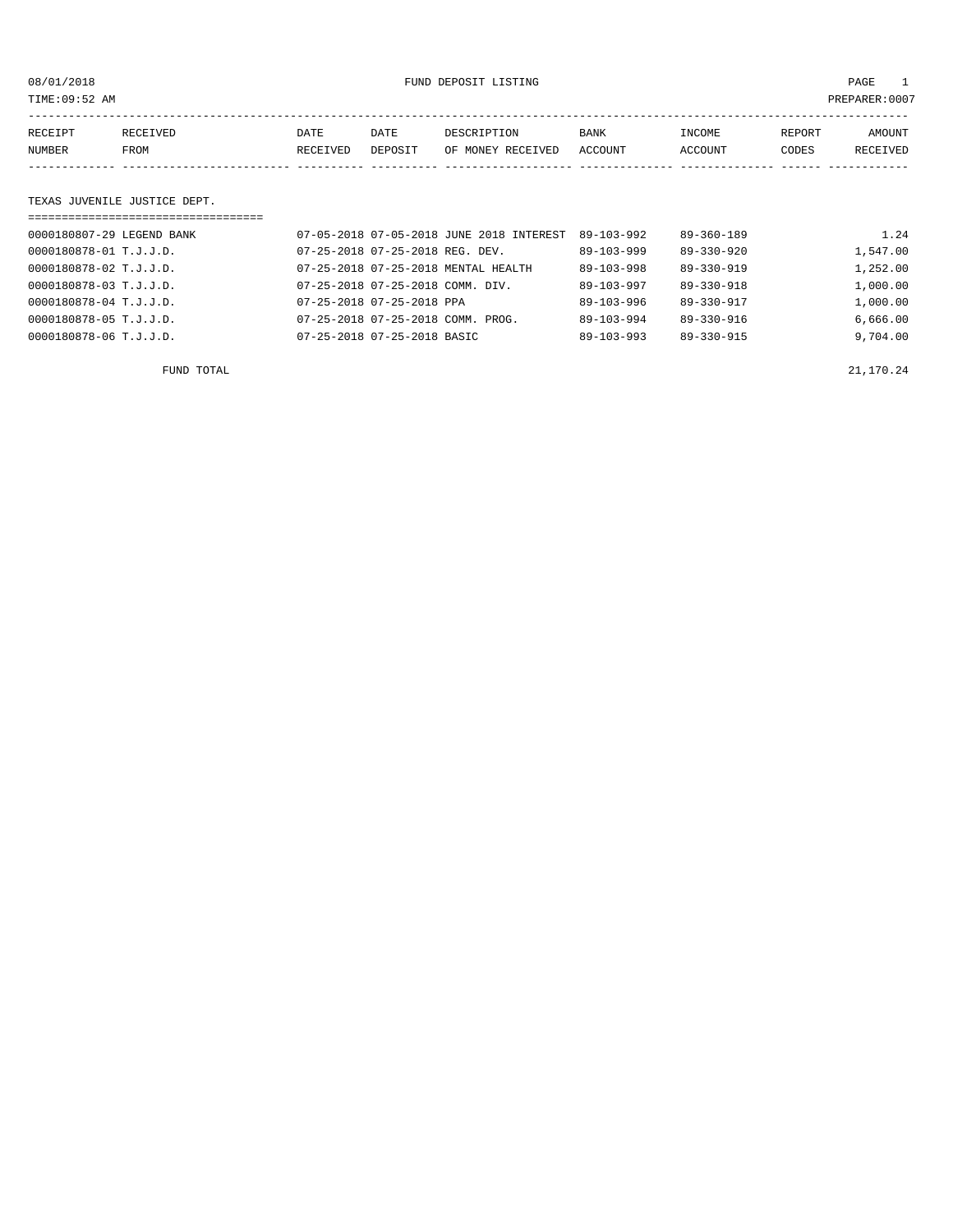08/01/2018 FUND DEPOSIT LISTING PAGE 1

TIME:09:52 AM PREPARER:0007

| RECEIPT NUMBER | RECEIVED FROM | DATE RECEIVED | DATE DEPOSIT | DESCRIPTION OF MONEY RECEIVED | BANK ACCOUNT | INCOME ACCOUNT | REPORT CODES | AMOUNT RECEIVED |
|---|---|---|---|---|---|---|---|---|

TEXAS JUVENILE JUSTICE DEPT.

| RECEIPT NUMBER | RECEIVED FROM | DATE RECEIVED | DATE DEPOSIT | DESCRIPTION OF MONEY RECEIVED | BANK ACCOUNT | INCOME ACCOUNT | REPORT CODES | AMOUNT RECEIVED |
|---|---|---|---|---|---|---|---|---|
| 0000180807-29 | LEGEND BANK | 07-05-2018 | 07-05-2018 | JUNE 2018 INTEREST | 89-103-992 | 89-360-189 | | 1.24 |
| 0000180878-01 | T.J.J.D. | 07-25-2018 | 07-25-2018 | REG. DEV. | 89-103-999 | 89-330-920 | | 1,547.00 |
| 0000180878-02 | T.J.J.D. | 07-25-2018 | 07-25-2018 | MENTAL HEALTH | 89-103-998 | 89-330-919 | | 1,252.00 |
| 0000180878-03 | T.J.J.D. | 07-25-2018 | 07-25-2018 | COMM. DIV. | 89-103-997 | 89-330-918 | | 1,000.00 |
| 0000180878-04 | T.J.J.D. | 07-25-2018 | 07-25-2018 | PPA | 89-103-996 | 89-330-917 | | 1,000.00 |
| 0000180878-05 | T.J.J.D. | 07-25-2018 | 07-25-2018 | COMM. PROG. | 89-103-994 | 89-330-916 | | 6,666.00 |
| 0000180878-06 | T.J.J.D. | 07-25-2018 | 07-25-2018 | BASIC | 89-103-993 | 89-330-915 | | 9,704.00 |
| | FUND TOTAL | | | | | | | 21,170.24 |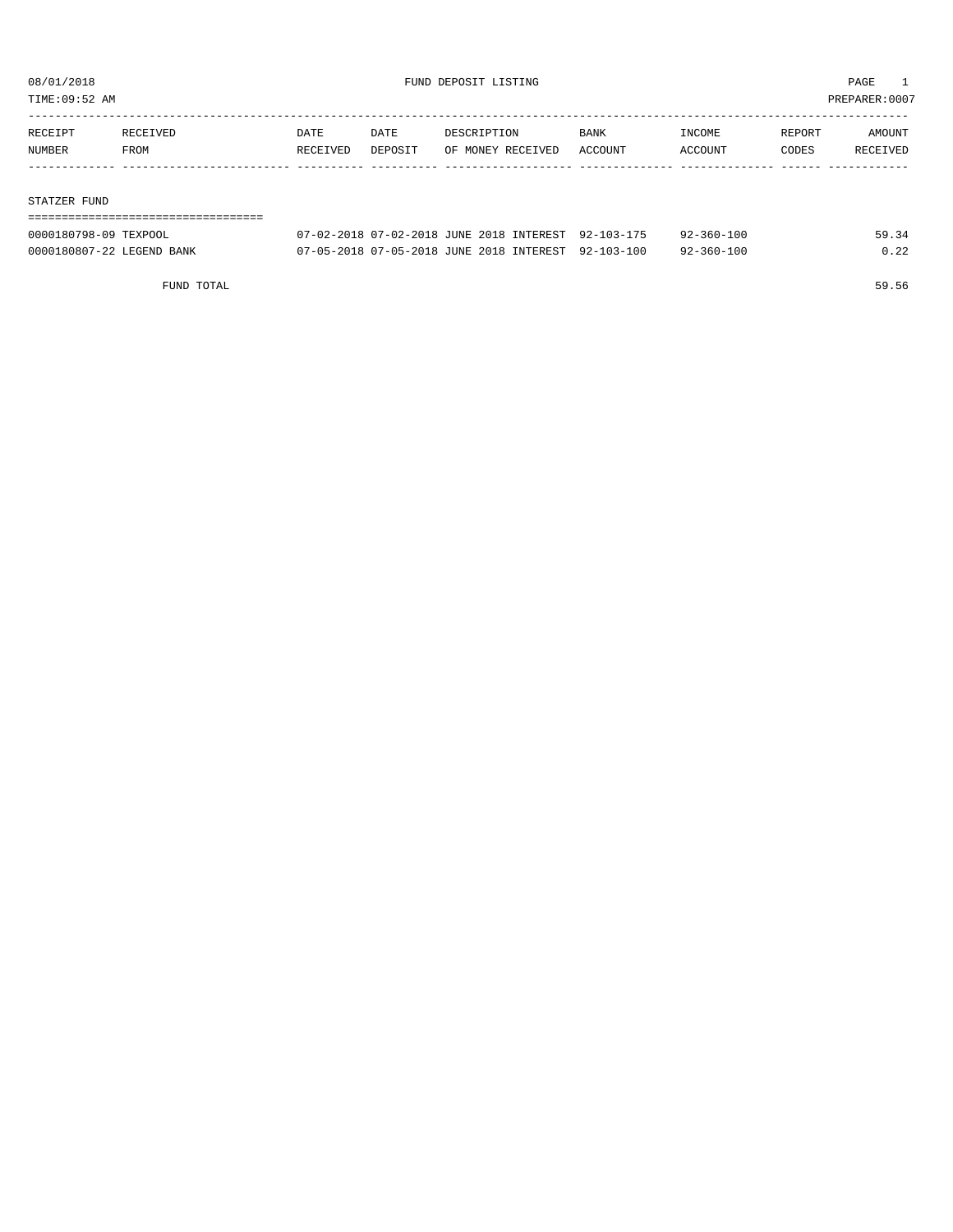# FUND DEPOSIT LISTING

08/01/2018
TIME:09:52 AM
PREPARER:0007

| RECEIPT NUMBER | RECEIVED FROM | DATE RECEIVED | DATE DEPOSIT | DESCRIPTION OF MONEY RECEIVED | BANK ACCOUNT | INCOME ACCOUNT | REPORT CODES | AMOUNT RECEIVED |
|---|---|---|---|---|---|---|---|---|

## STATZER FUND

| RECEIPT NUMBER | RECEIVED FROM | DATE RECEIVED | DATE DEPOSIT | DESCRIPTION OF MONEY RECEIVED | BANK ACCOUNT | INCOME ACCOUNT | REPORT CODES | AMOUNT RECEIVED |
|---|---|---|---|---|---|---|---|---|
| 0000180798-09 | TEXPOOL | 07-02-2018 | 07-02-2018 | JUNE 2018 INTEREST | 92-103-175 | 92-360-100 | | 59.34 |
| 0000180807-22 | LEGEND BANK | 07-05-2018 | 07-05-2018 | JUNE 2018 INTEREST | 92-103-100 | 92-360-100 | | 0.22 |
| | FUND TOTAL | | | | | | | 59.56 |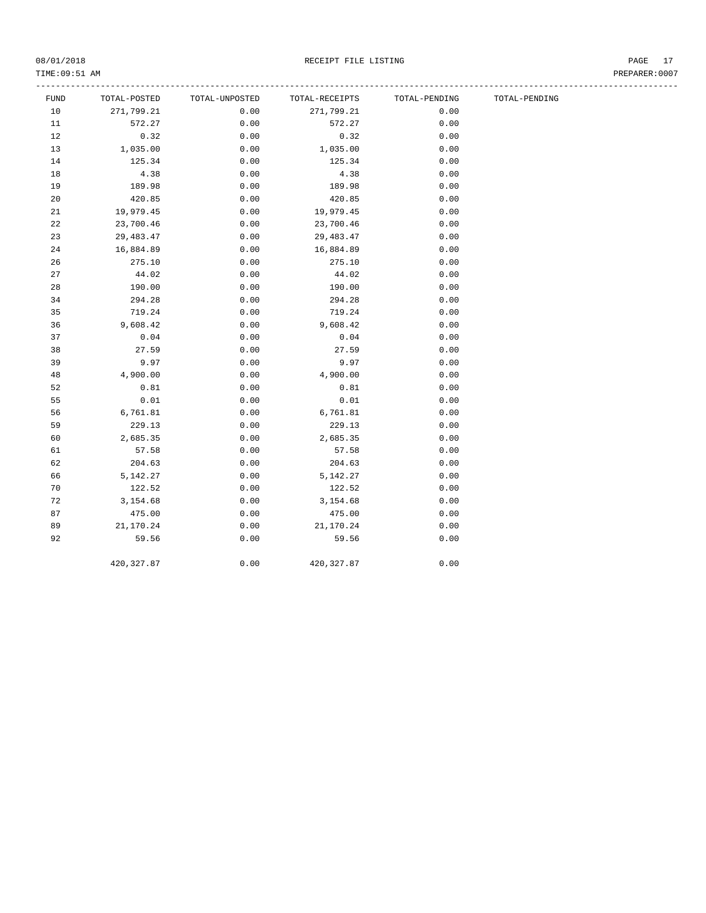08/01/2018 RECEIPT FILE LISTING

TIME:09:51 AM PREPARER:0007

| FUND | TOTAL-POSTED | TOTAL-UNPOSTED | TOTAL-RECEIPTS | TOTAL-PENDING | TOTAL-PENDING |
|---|---|---|---|---|---|
| 10 | 271,799.21 | 0.00 | 271,799.21 | 0.00 | |
| 11 | 572.27 | 0.00 | 572.27 | 0.00 | |
| 12 | 0.32 | 0.00 | 0.32 | 0.00 | |
| 13 | 1,035.00 | 0.00 | 1,035.00 | 0.00 | |
| 14 | 125.34 | 0.00 | 125.34 | 0.00 | |
| 18 | 4.38 | 0.00 | 4.38 | 0.00 | |
| 19 | 189.98 | 0.00 | 189.98 | 0.00 | |
| 20 | 420.85 | 0.00 | 420.85 | 0.00 | |
| 21 | 19,979.45 | 0.00 | 19,979.45 | 0.00 | |
| 22 | 23,700.46 | 0.00 | 23,700.46 | 0.00 | |
| 23 | 29,483.47 | 0.00 | 29,483.47 | 0.00 | |
| 24 | 16,884.89 | 0.00 | 16,884.89 | 0.00 | |
| 26 | 275.10 | 0.00 | 275.10 | 0.00 | |
| 27 | 44.02 | 0.00 | 44.02 | 0.00 | |
| 28 | 190.00 | 0.00 | 190.00 | 0.00 | |
| 34 | 294.28 | 0.00 | 294.28 | 0.00 | |
| 35 | 719.24 | 0.00 | 719.24 | 0.00 | |
| 36 | 9,608.42 | 0.00 | 9,608.42 | 0.00 | |
| 37 | 0.04 | 0.00 | 0.04 | 0.00 | |
| 38 | 27.59 | 0.00 | 27.59 | 0.00 | |
| 39 | 9.97 | 0.00 | 9.97 | 0.00 | |
| 48 | 4,900.00 | 0.00 | 4,900.00 | 0.00 | |
| 52 | 0.81 | 0.00 | 0.81 | 0.00 | |
| 55 | 0.01 | 0.00 | 0.01 | 0.00 | |
| 56 | 6,761.81 | 0.00 | 6,761.81 | 0.00 | |
| 59 | 229.13 | 0.00 | 229.13 | 0.00 | |
| 60 | 2,685.35 | 0.00 | 2,685.35 | 0.00 | |
| 61 | 57.58 | 0.00 | 57.58 | 0.00 | |
| 62 | 204.63 | 0.00 | 204.63 | 0.00 | |
| 66 | 5,142.27 | 0.00 | 5,142.27 | 0.00 | |
| 70 | 122.52 | 0.00 | 122.52 | 0.00 | |
| 72 | 3,154.68 | 0.00 | 3,154.68 | 0.00 | |
| 87 | 475.00 | 0.00 | 475.00 | 0.00 | |
| 89 | 21,170.24 | 0.00 | 21,170.24 | 0.00 | |
| 92 | 59.56 | 0.00 | 59.56 | 0.00 | |
| | 420,327.87 | 0.00 | 420,327.87 | 0.00 | |